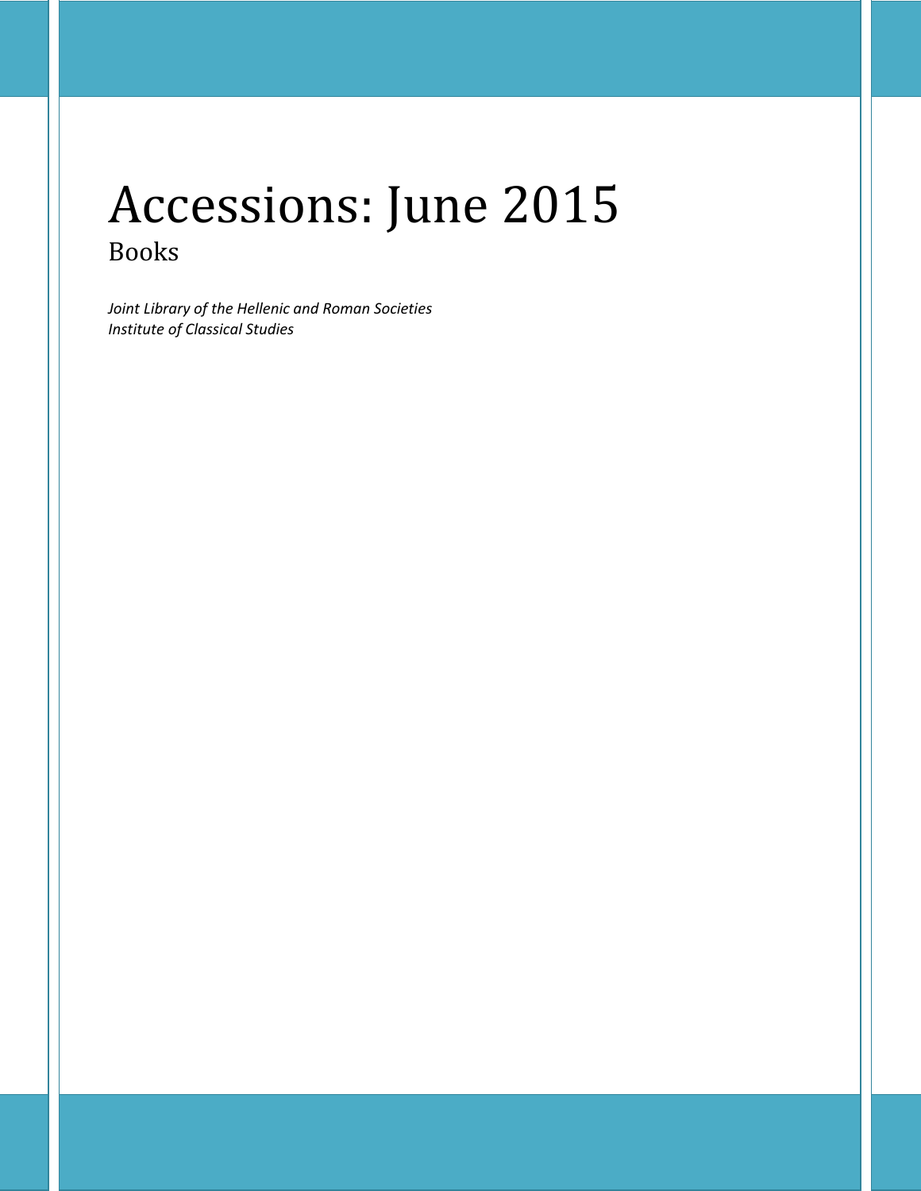# Accessions: June 2015

## Books

*Joint Library of the Hellenic and Roman Societies*
*Institute of Classical Studies*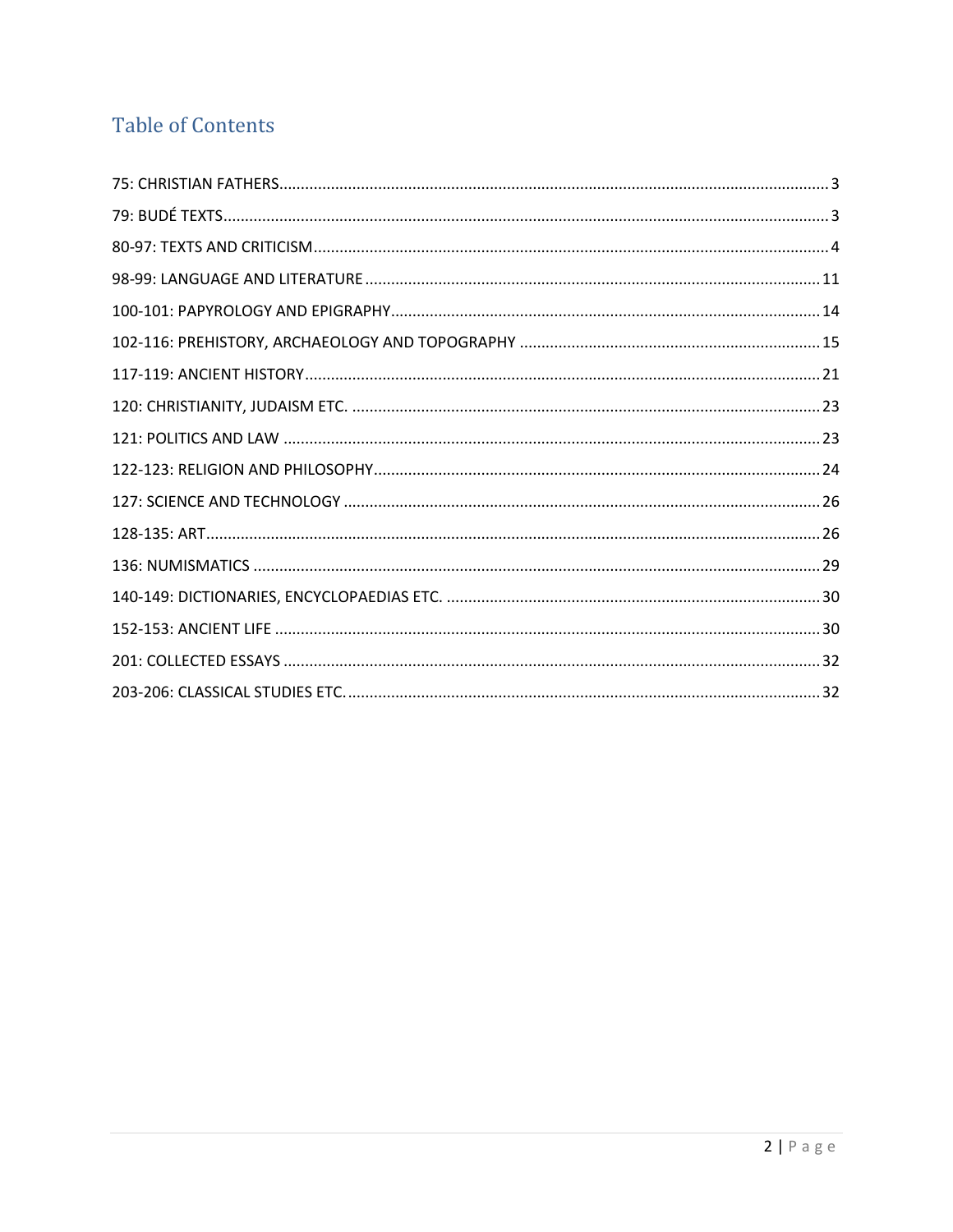## Table of Contents

| | |
|---|---|
| 75: CHRISTIAN FATHERS | 3 |
| 79: BUDÉ TEXTS | 3 |
| 80-97: TEXTS AND CRITICISM | 4 |
| 98-99: LANGUAGE AND LITERATURE | 11 |
| 100-101: PAPYROLOGY AND EPIGRAPHY | 14 |
| 102-116: PREHISTORY, ARCHAEOLOGY AND TOPOGRAPHY | 15 |
| 117-119: ANCIENT HISTORY | 21 |
| 120: CHRISTIANITY, JUDAISM ETC. | 23 |
| 121: POLITICS AND LAW | 23 |
| 122-123: RELIGION AND PHILOSOPHY | 24 |
| 127: SCIENCE AND TECHNOLOGY | 26 |
| 128-135: ART | 26 |
| 136: NUMISMATICS | 29 |
| 140-149: DICTIONARIES, ENCYCLOPAEDIAS ETC. | 30 |
| 152-153: ANCIENT LIFE | 30 |
| 201: COLLECTED ESSAYS | 32 |
| 203-206: CLASSICAL STUDIES ETC. | 32 |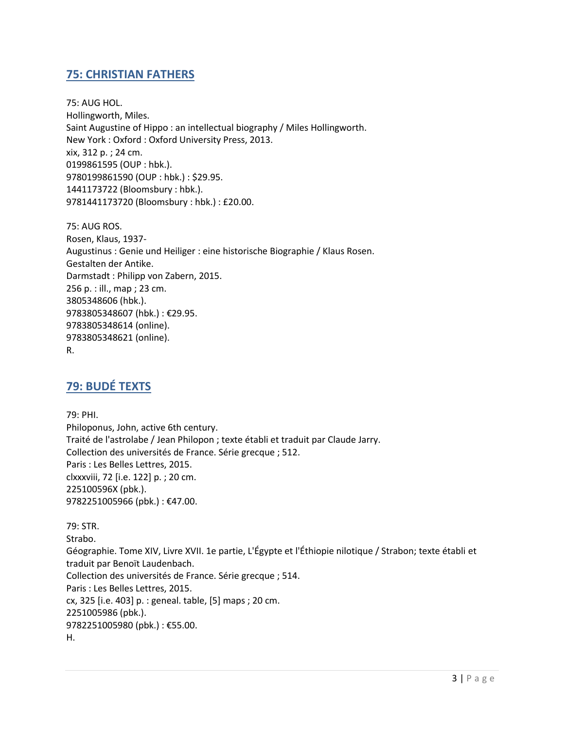## 75: CHRISTIAN FATHERS

75: AUG HOL.
Hollingworth, Miles.
Saint Augustine of Hippo : an intellectual biography / Miles Hollingworth.
New York : Oxford : Oxford University Press, 2013.
xix, 312 p. ; 24 cm.
0199861595 (OUP : hbk.).
9780199861590 (OUP : hbk.) : $29.95.
1441173722 (Bloomsbury : hbk.).
9781441173720 (Bloomsbury : hbk.) : £20.00.

75: AUG ROS.
Rosen, Klaus, 1937-
Augustinus : Genie und Heiliger : eine historische Biographie / Klaus Rosen.
Gestalten der Antike.
Darmstadt : Philipp von Zabern, 2015.
256 p. : ill., map ; 23 cm.
3805348606 (hbk.).
9783805348607 (hbk.) : €29.95.
9783805348614 (online).
9783805348621 (online).
R.

## 79: BUDÉ TEXTS

79: PHI.
Philoponus, John, active 6th century.
Traité de l'astrolabe / Jean Philopon ; texte établi et traduit par Claude Jarry.
Collection des universités de France. Série grecque ; 512.
Paris : Les Belles Lettres, 2015.
clxxxviii, 72 [i.e. 122] p. ; 20 cm.
225100596X (pbk.).
9782251005966 (pbk.) : €47.00.

79: STR.
Strabo.
Géographie. Tome XIV, Livre XVII. 1e partie, L'Égypte et l'Éthiopie nilotique / Strabon; texte établi et traduit par Benoït Laudenbach.
Collection des universités de France. Série grecque ; 514.
Paris : Les Belles Lettres, 2015.
cx, 325 [i.e. 403] p. : geneal. table, [5] maps ; 20 cm.
2251005986 (pbk.).
9782251005980 (pbk.) : €55.00.
H.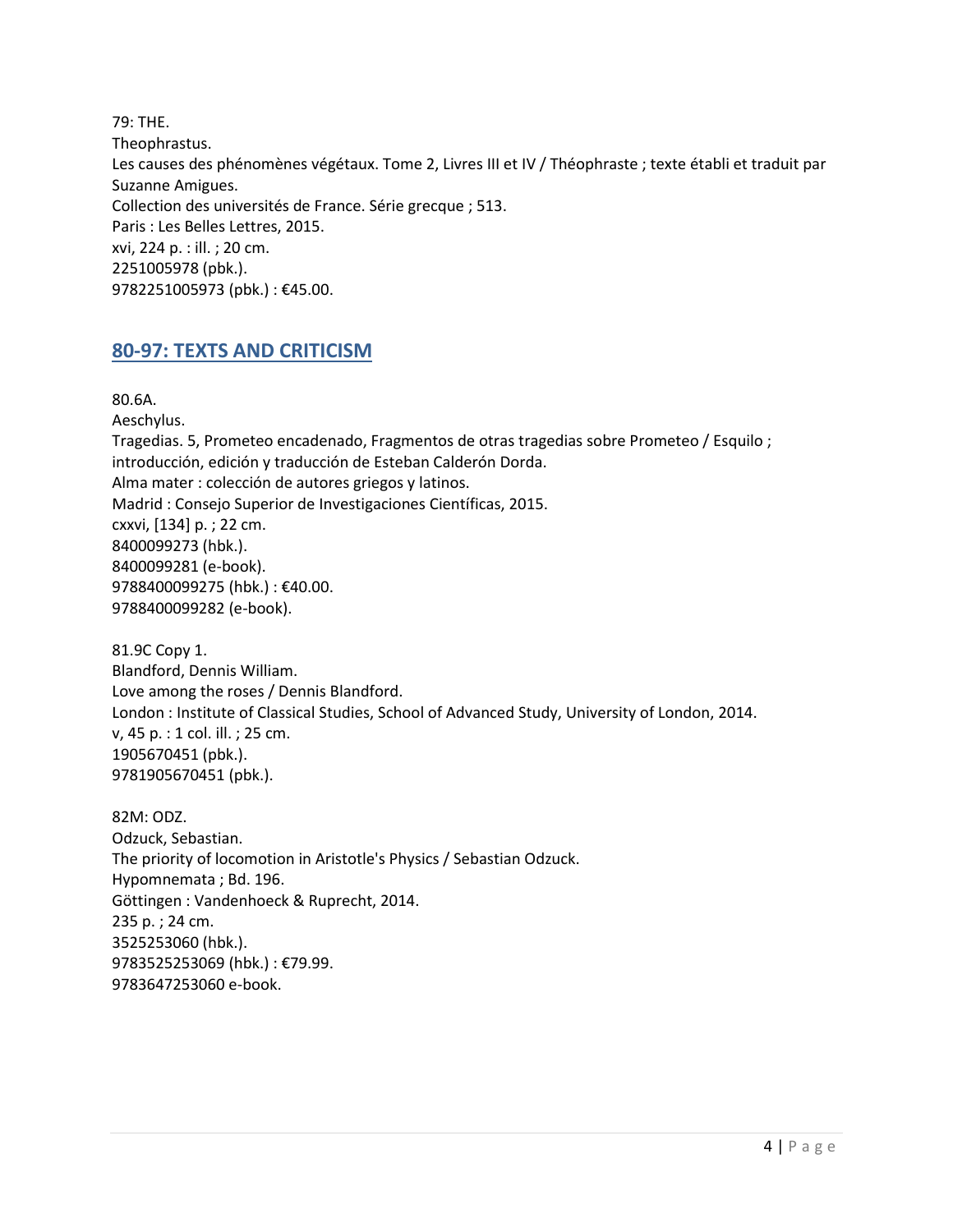79: THE.
Theophrastus.
Les causes des phénomènes végétaux. Tome 2, Livres III et IV / Théophraste ; texte établi et traduit par Suzanne Amigues.
Collection des universités de France. Série grecque ; 513.
Paris : Les Belles Lettres, 2015.
xvi, 224 p. : ill. ; 20 cm.
2251005978 (pbk.).
9782251005973 (pbk.) : €45.00.

## 80-97: TEXTS AND CRITICISM

80.6A.
Aeschylus.
Tragedias. 5, Prometeo encadenado, Fragmentos de otras tragedias sobre Prometeo / Esquilo ; introducción, edición y traducción de Esteban Calderón Dorda.
Alma mater : colección de autores griegos y latinos.
Madrid : Consejo Superior de Investigaciones Científicas, 2015.
cxxvi, [134] p. ; 22 cm.
8400099273 (hbk.).
8400099281 (e-book).
9788400099275 (hbk.) : €40.00.
9788400099282 (e-book).

81.9C Copy 1.
Blandford, Dennis William.
Love among the roses / Dennis Blandford.
London : Institute of Classical Studies, School of Advanced Study, University of London, 2014.
v, 45 p. : 1 col. ill. ; 25 cm.
1905670451 (pbk.).
9781905670451 (pbk.).

82M: ODZ.
Odzuck, Sebastian.
The priority of locomotion in Aristotle's Physics / Sebastian Odzuck.
Hypomnemata ; Bd. 196.
Göttingen : Vandenhoeck & Ruprecht, 2014.
235 p. ; 24 cm.
3525253060 (hbk.).
9783525253069 (hbk.) : €79.99.
9783647253060 e-book.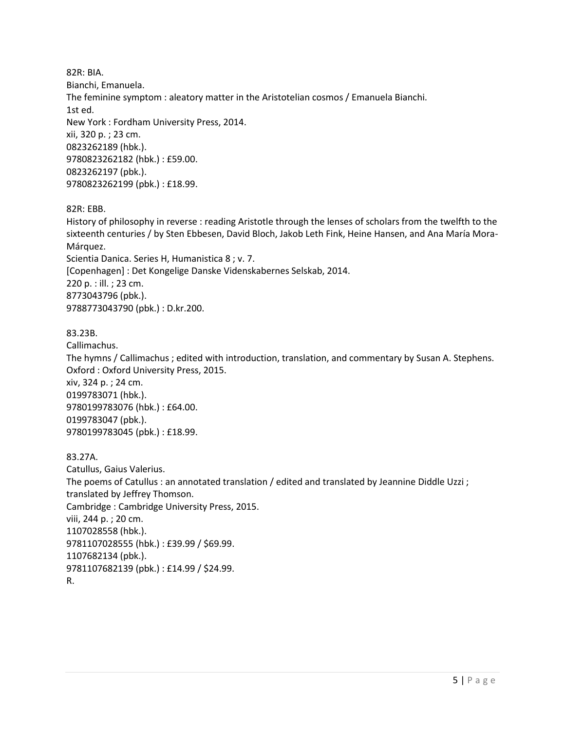82R: BIA.
Bianchi, Emanuela.
The feminine symptom : aleatory matter in the Aristotelian cosmos / Emanuela Bianchi.
1st ed.
New York : Fordham University Press, 2014.
xii, 320 p. ; 23 cm.
0823262189 (hbk.).
9780823262182 (hbk.) : £59.00.
0823262197 (pbk.).
9780823262199 (pbk.) : £18.99.

82R: EBB.
History of philosophy in reverse : reading Aristotle through the lenses of scholars from the twelfth to the sixteenth centuries / by Sten Ebbesen, David Bloch, Jakob Leth Fink, Heine Hansen, and Ana María Mora-Márquez.
Scientia Danica. Series H, Humanistica 8 ; v. 7.
[Copenhagen] : Det Kongelige Danske Videnskabernes Selskab, 2014.
220 p. : ill. ; 23 cm.
8773043796 (pbk.).
9788773043790 (pbk.) : D.kr.200.

83.23B.
Callimachus.
The hymns / Callimachus ; edited with introduction, translation, and commentary by Susan A. Stephens.
Oxford : Oxford University Press, 2015.
xiv, 324 p. ; 24 cm.
0199783071 (hbk.).
9780199783076 (hbk.) : £64.00.
0199783047 (pbk.).
9780199783045 (pbk.) : £18.99.

83.27A.
Catullus, Gaius Valerius.
The poems of Catullus : an annotated translation / edited and translated by Jeannine Diddle Uzzi ; translated by Jeffrey Thomson.
Cambridge : Cambridge University Press, 2015.
viii, 244 p. ; 20 cm.
1107028558 (hbk.).
9781107028555 (hbk.) : £39.99 / $69.99.
1107682134 (pbk.).
9781107682139 (pbk.) : £14.99 / $24.99.
R.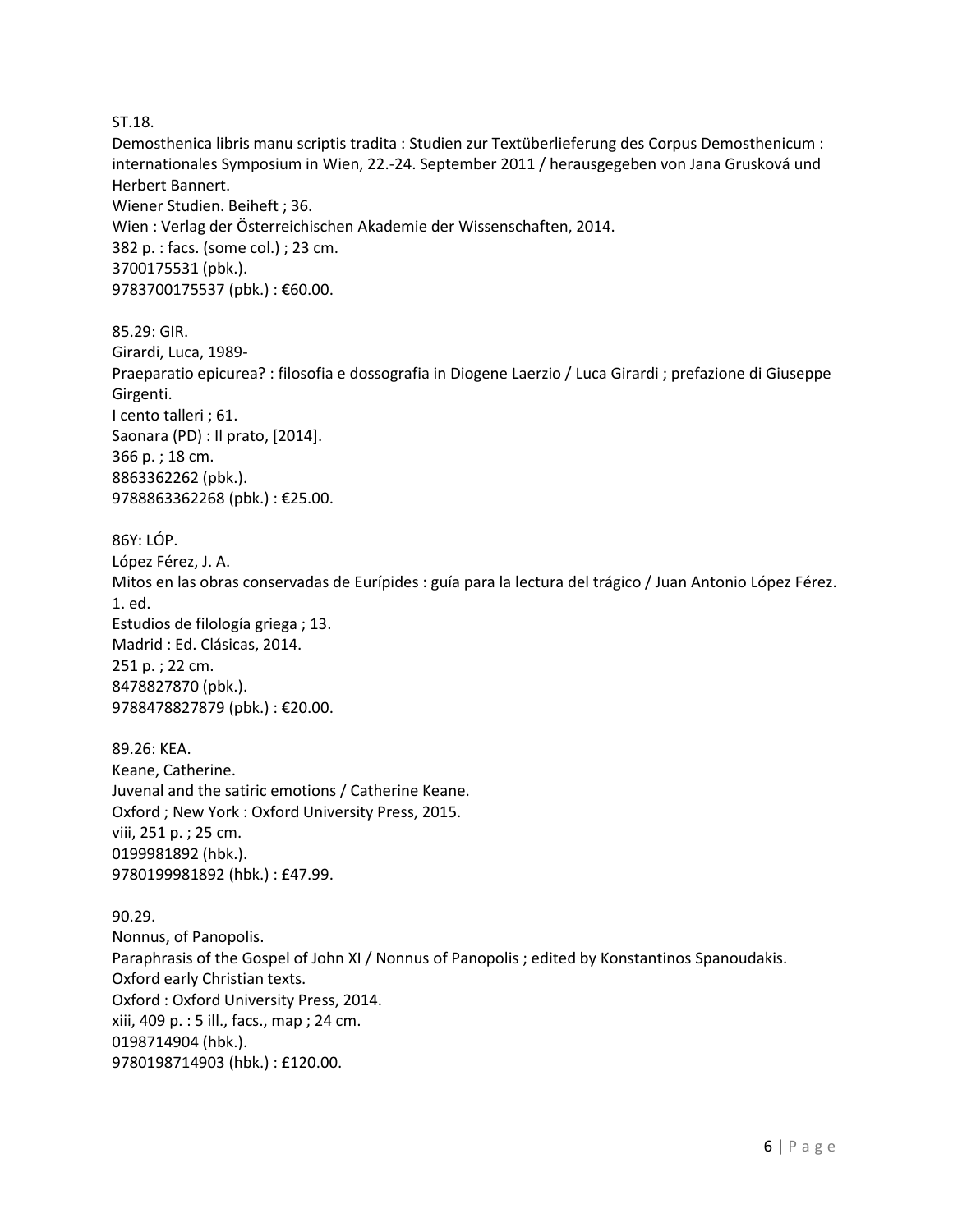ST.18.
Demosthenica libris manu scriptis tradita : Studien zur Textüberlieferung des Corpus Demosthenicum : internationales Symposium in Wien, 22.-24. September 2011 / herausgegeben von Jana Grusková und Herbert Bannert.
Wiener Studien. Beiheft ; 36.
Wien : Verlag der Österreichischen Akademie der Wissenschaften, 2014.
382 p. : facs. (some col.) ; 23 cm.
3700175531 (pbk.).
9783700175537 (pbk.) : €60.00.

85.29: GIR.
Girardi, Luca, 1989-
Praeparatio epicurea? : filosofia e dossografia in Diogene Laerzio / Luca Girardi ; prefazione di Giuseppe Girgenti.
I cento talleri ; 61.
Saonara (PD) : Il prato, [2014].
366 p. ; 18 cm.
8863362262 (pbk.).
9788863362268 (pbk.) : €25.00.

86Y: LÓP.
López Férez, J. A.
Mitos en las obras conservadas de Eurípides : guía para la lectura del trágico / Juan Antonio López Férez.
1. ed.
Estudios de filología griega ; 13.
Madrid : Ed. Clásicas, 2014.
251 p. ; 22 cm.
8478827870 (pbk.).
9788478827879 (pbk.) : €20.00.

89.26: KEA.
Keane, Catherine.
Juvenal and the satiric emotions / Catherine Keane.
Oxford ; New York : Oxford University Press, 2015.
viii, 251 p. ; 25 cm.
0199981892 (hbk.).
9780199981892 (hbk.) : £47.99.

90.29.
Nonnus, of Panopolis.
Paraphrasis of the Gospel of John XI / Nonnus of Panopolis ; edited by Konstantinos Spanoudakis.
Oxford early Christian texts.
Oxford : Oxford University Press, 2014.
xiii, 409 p. : 5 ill., facs., map ; 24 cm.
0198714904 (hbk.).
9780198714903 (hbk.) : £120.00.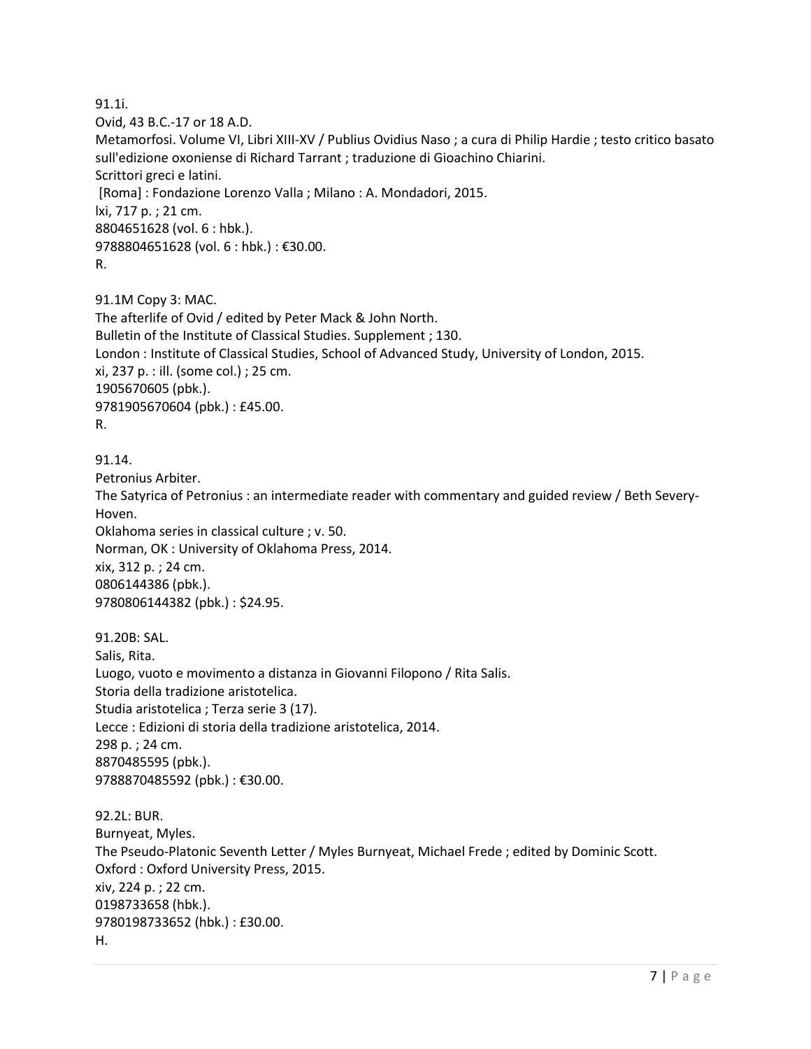91.1i.
Ovid, 43 B.C.-17 or 18 A.D.
Metamorfosi. Volume VI, Libri XIII-XV / Publius Ovidius Naso ; a cura di Philip Hardie ; testo critico basato sull'edizione oxoniense di Richard Tarrant ; traduzione di Gioachino Chiarini.
Scrittori greci e latini.
[Roma] : Fondazione Lorenzo Valla ; Milano : A. Mondadori, 2015.
lxi, 717 p. ; 21 cm.
8804651628 (vol. 6 : hbk.).
9788804651628 (vol. 6 : hbk.) : €30.00.
R.

91.1M Copy 3: MAC.
The afterlife of Ovid / edited by Peter Mack & John North.
Bulletin of the Institute of Classical Studies. Supplement ; 130.
London : Institute of Classical Studies, School of Advanced Study, University of London, 2015.
xi, 237 p. : ill. (some col.) ; 25 cm.
1905670605 (pbk.).
9781905670604 (pbk.) : £45.00.
R.

91.14.
Petronius Arbiter.
The Satyrica of Petronius : an intermediate reader with commentary and guided review / Beth Severy-Hoven.
Oklahoma series in classical culture ; v. 50.
Norman, OK : University of Oklahoma Press, 2014.
xix, 312 p. ; 24 cm.
0806144386 (pbk.).
9780806144382 (pbk.) : $24.95.

91.20B: SAL.
Salis, Rita.
Luogo, vuoto e movimento a distanza in Giovanni Filopono / Rita Salis.
Storia della tradizione aristotelica.
Studia aristotelica ; Terza serie 3 (17).
Lecce : Edizioni di storia della tradizione aristotelica, 2014.
298 p. ; 24 cm.
8870485595 (pbk.).
9788870485592 (pbk.) : €30.00.

92.2L: BUR.
Burnyeat, Myles.
The Pseudo-Platonic Seventh Letter / Myles Burnyeat, Michael Frede ; edited by Dominic Scott.
Oxford : Oxford University Press, 2015.
xiv, 224 p. ; 22 cm.
0198733658 (hbk.).
9780198733652 (hbk.) : £30.00.
H.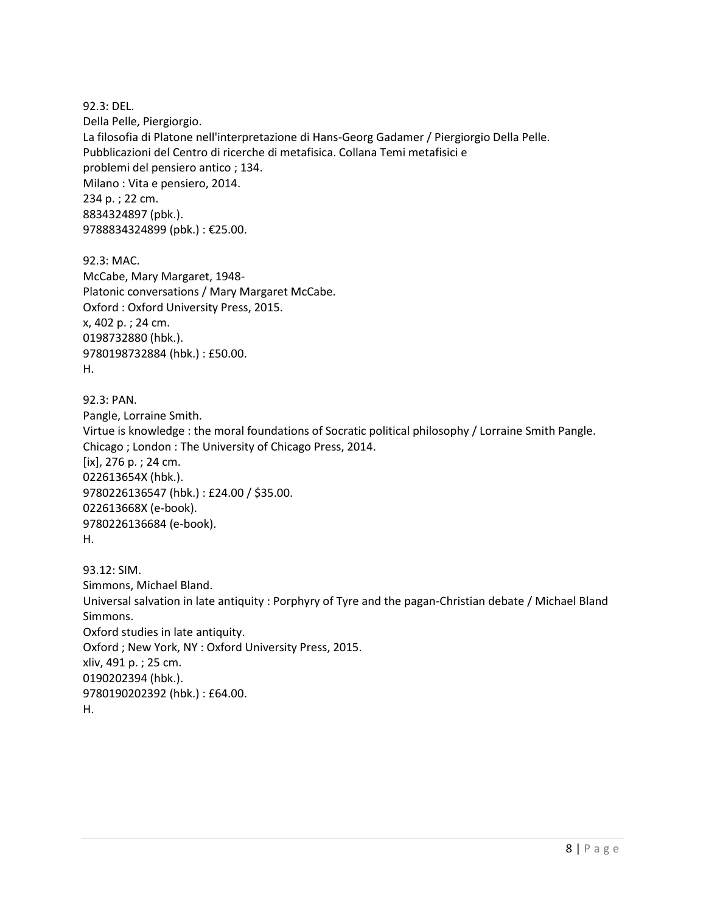92.3: DEL.
Della Pelle, Piergiorgio.
La filosofia di Platone nell'interpretazione di Hans-Georg Gadamer / Piergiorgio Della Pelle.
Pubblicazioni del Centro di ricerche di metafisica. Collana Temi metafisici e problemi del pensiero antico ; 134.
Milano : Vita e pensiero, 2014.
234 p. ; 22 cm.
8834324897 (pbk.).
9788834324899 (pbk.) : €25.00.

92.3: MAC.
McCabe, Mary Margaret, 1948-
Platonic conversations / Mary Margaret McCabe.
Oxford : Oxford University Press, 2015.
x, 402 p. ; 24 cm.
0198732880 (hbk.).
9780198732884 (hbk.) : £50.00.
H.

92.3: PAN.
Pangle, Lorraine Smith.
Virtue is knowledge : the moral foundations of Socratic political philosophy / Lorraine Smith Pangle.
Chicago ; London : The University of Chicago Press, 2014.
[ix], 276 p. ; 24 cm.
022613654X (hbk.).
9780226136547 (hbk.) : £24.00 / $35.00.
022613668X (e-book).
9780226136684 (e-book).
H.

93.12: SIM.
Simmons, Michael Bland.
Universal salvation in late antiquity : Porphyry of Tyre and the pagan-Christian debate / Michael Bland Simmons.
Oxford studies in late antiquity.
Oxford ; New York, NY : Oxford University Press, 2015.
xliv, 491 p. ; 25 cm.
0190202394 (hbk.).
9780190202392 (hbk.) : £64.00.
H.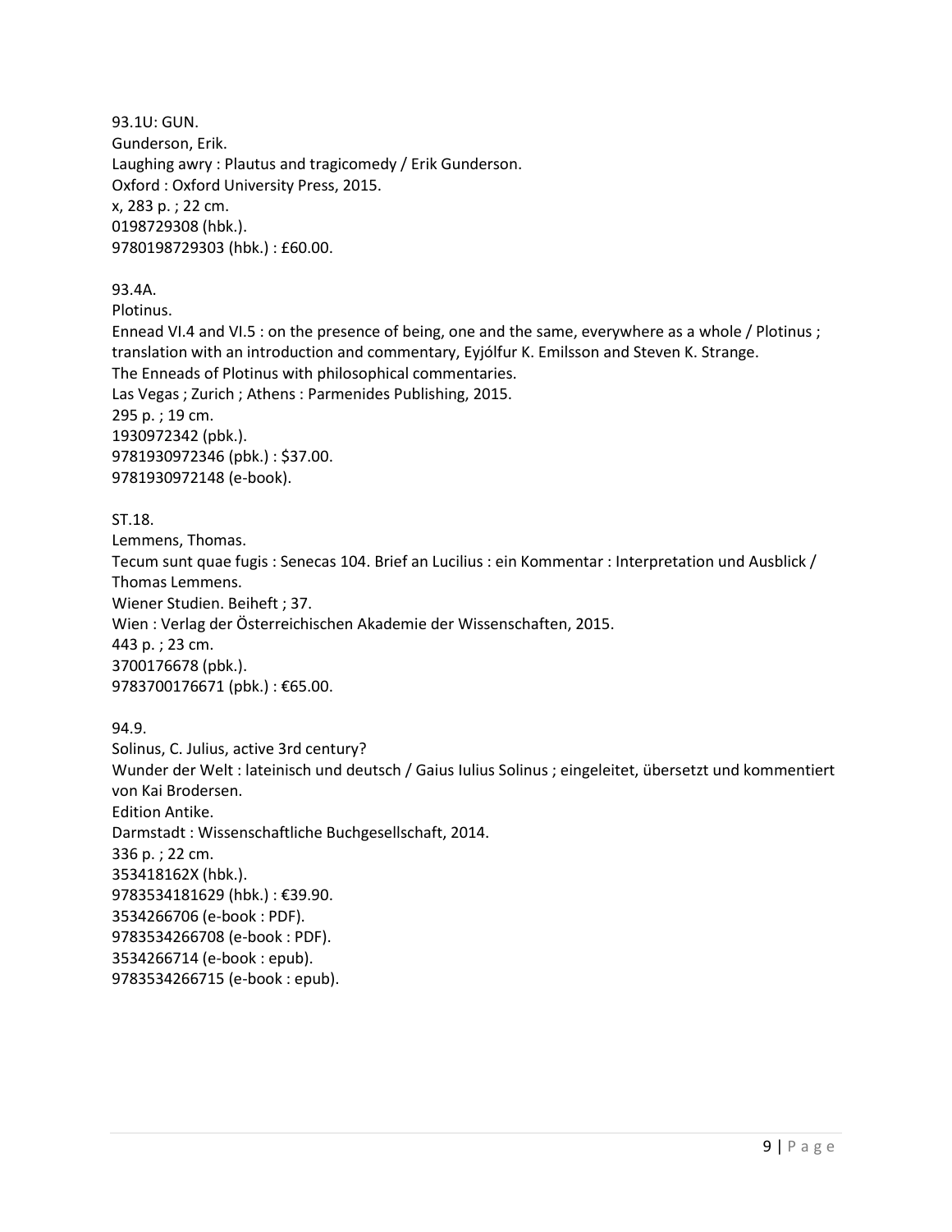93.1U: GUN.
Gunderson, Erik.
Laughing awry : Plautus and tragicomedy / Erik Gunderson.
Oxford : Oxford University Press, 2015.
x, 283 p. ; 22 cm.
0198729308 (hbk.).
9780198729303 (hbk.) : £60.00.

93.4A.
Plotinus.
Ennead VI.4 and VI.5 : on the presence of being, one and the same, everywhere as a whole / Plotinus ; translation with an introduction and commentary, Eyjólfur K. Emilsson and Steven K. Strange.
The Enneads of Plotinus with philosophical commentaries.
Las Vegas ; Zurich ; Athens : Parmenides Publishing, 2015.
295 p. ; 19 cm.
1930972342 (pbk.).
9781930972346 (pbk.) : $37.00.
9781930972148 (e-book).

ST.18.
Lemmens, Thomas.
Tecum sunt quae fugis : Senecas 104. Brief an Lucilius : ein Kommentar : Interpretation und Ausblick / Thomas Lemmens.
Wiener Studien. Beiheft ; 37.
Wien : Verlag der Österreichischen Akademie der Wissenschaften, 2015.
443 p. ; 23 cm.
3700176678 (pbk.).
9783700176671 (pbk.) : €65.00.

94.9.
Solinus, C. Julius, active 3rd century?
Wunder der Welt : lateinisch und deutsch / Gaius Iulius Solinus ; eingeleitet, übersetzt und kommentiert von Kai Brodersen.
Edition Antike.
Darmstadt : Wissenschaftliche Buchgesellschaft, 2014.
336 p. ; 22 cm.
353418162X (hbk.).
9783534181629 (hbk.) : €39.90.
3534266706 (e-book : PDF).
9783534266708 (e-book : PDF).
3534266714 (e-book : epub).
9783534266715 (e-book : epub).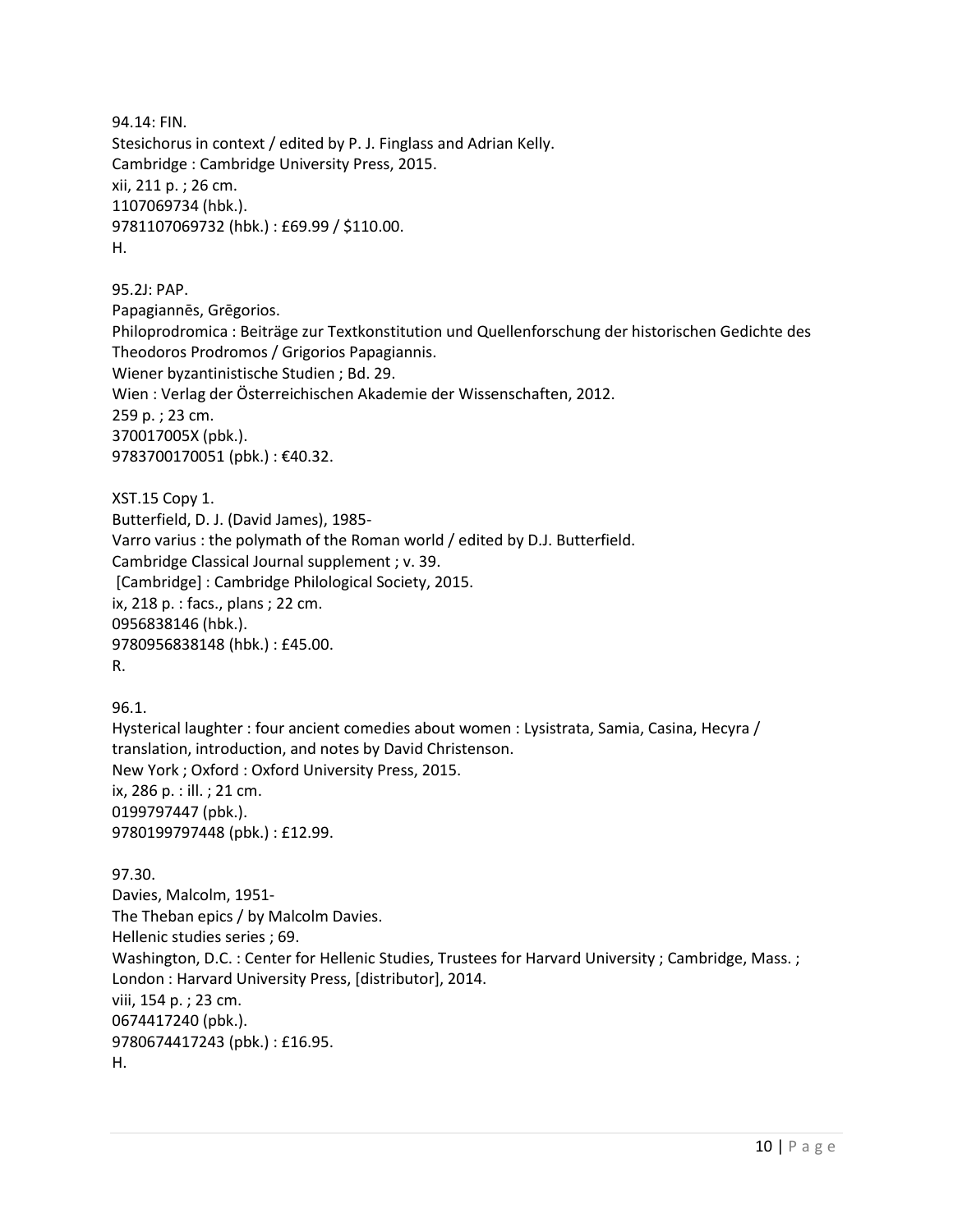94.14: FIN.
Stesichorus in context / edited by P. J. Finglass and Adrian Kelly.
Cambridge : Cambridge University Press, 2015.
xii, 211 p. ; 26 cm.
1107069734 (hbk.).
9781107069732 (hbk.) : £69.99 / $110.00.
H.

95.2J: PAP.
Papagiannēs, Grēgorios.
Philoprodromica : Beiträge zur Textkonstitution und Quellenforschung der historischen Gedichte des Theodoros Prodromos / Grigorios Papagiannis.
Wiener byzantinistische Studien ; Bd. 29.
Wien : Verlag der Österreichischen Akademie der Wissenschaften, 2012.
259 p. ; 23 cm.
370017005X (pbk.).
9783700170051 (pbk.) : €40.32.

XST.15 Copy 1.
Butterfield, D. J. (David James), 1985-
Varro varius : the polymath of the Roman world / edited by D.J. Butterfield.
Cambridge Classical Journal supplement ; v. 39.
[Cambridge] : Cambridge Philological Society, 2015.
ix, 218 p. : facs., plans ; 22 cm.
0956838146 (hbk.).
9780956838148 (hbk.) : £45.00.
R.

96.1.
Hysterical laughter : four ancient comedies about women : Lysistrata, Samia, Casina, Hecyra / translation, introduction, and notes by David Christenson.
New York ; Oxford : Oxford University Press, 2015.
ix, 286 p. : ill. ; 21 cm.
0199797447 (pbk.).
9780199797448 (pbk.) : £12.99.

97.30.
Davies, Malcolm, 1951-
The Theban epics / by Malcolm Davies.
Hellenic studies series ; 69.
Washington, D.C. : Center for Hellenic Studies, Trustees for Harvard University ; Cambridge, Mass. ; London : Harvard University Press, [distributor], 2014.
viii, 154 p. ; 23 cm.
0674417240 (pbk.).
9780674417243 (pbk.) : £16.95.
H.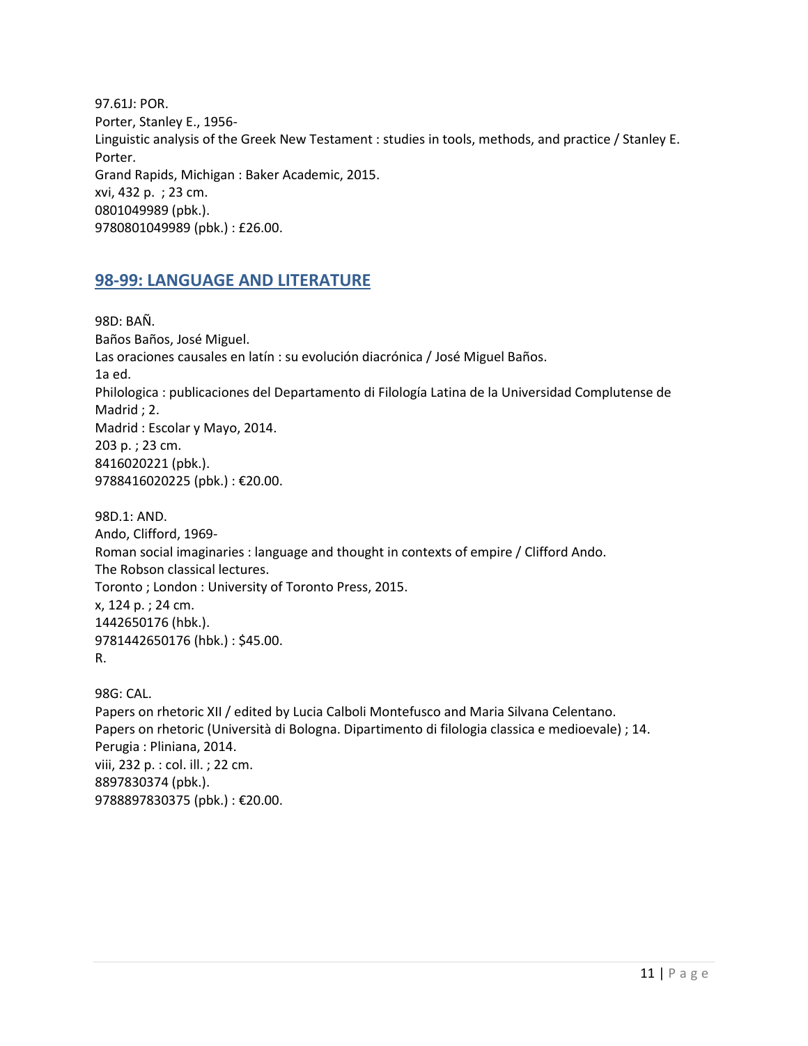97.61J: POR.
Porter, Stanley E., 1956-
Linguistic analysis of the Greek New Testament : studies in tools, methods, and practice / Stanley E. Porter.
Grand Rapids, Michigan : Baker Academic, 2015.
xvi, 432 p.  ; 23 cm.
0801049989 (pbk.).
9780801049989 (pbk.) : £26.00.

## 98-99: LANGUAGE AND LITERATURE

98D: BAÑ.
Baños Baños, José Miguel.
Las oraciones causales en latín : su evolución diacrónica / José Miguel Baños.
1a ed.
Philologica : publicaciones del Departamento di Filología Latina de la Universidad Complutense de Madrid ; 2.
Madrid : Escolar y Mayo, 2014.
203 p. ; 23 cm.
8416020221 (pbk.).
9788416020225 (pbk.) : €20.00.

98D.1: AND.
Ando, Clifford, 1969-
Roman social imaginaries : language and thought in contexts of empire / Clifford Ando.
The Robson classical lectures.
Toronto ; London : University of Toronto Press, 2015.
x, 124 p. ; 24 cm.
1442650176 (hbk.).
9781442650176 (hbk.) : $45.00.
R.

98G: CAL.
Papers on rhetoric XII / edited by Lucia Calboli Montefusco and Maria Silvana Celentano.
Papers on rhetoric (Università di Bologna. Dipartimento di filologia classica e medioevale) ; 14.
Perugia : Pliniana, 2014.
viii, 232 p. : col. ill. ; 22 cm.
8897830374 (pbk.).
9788897830375 (pbk.) : €20.00.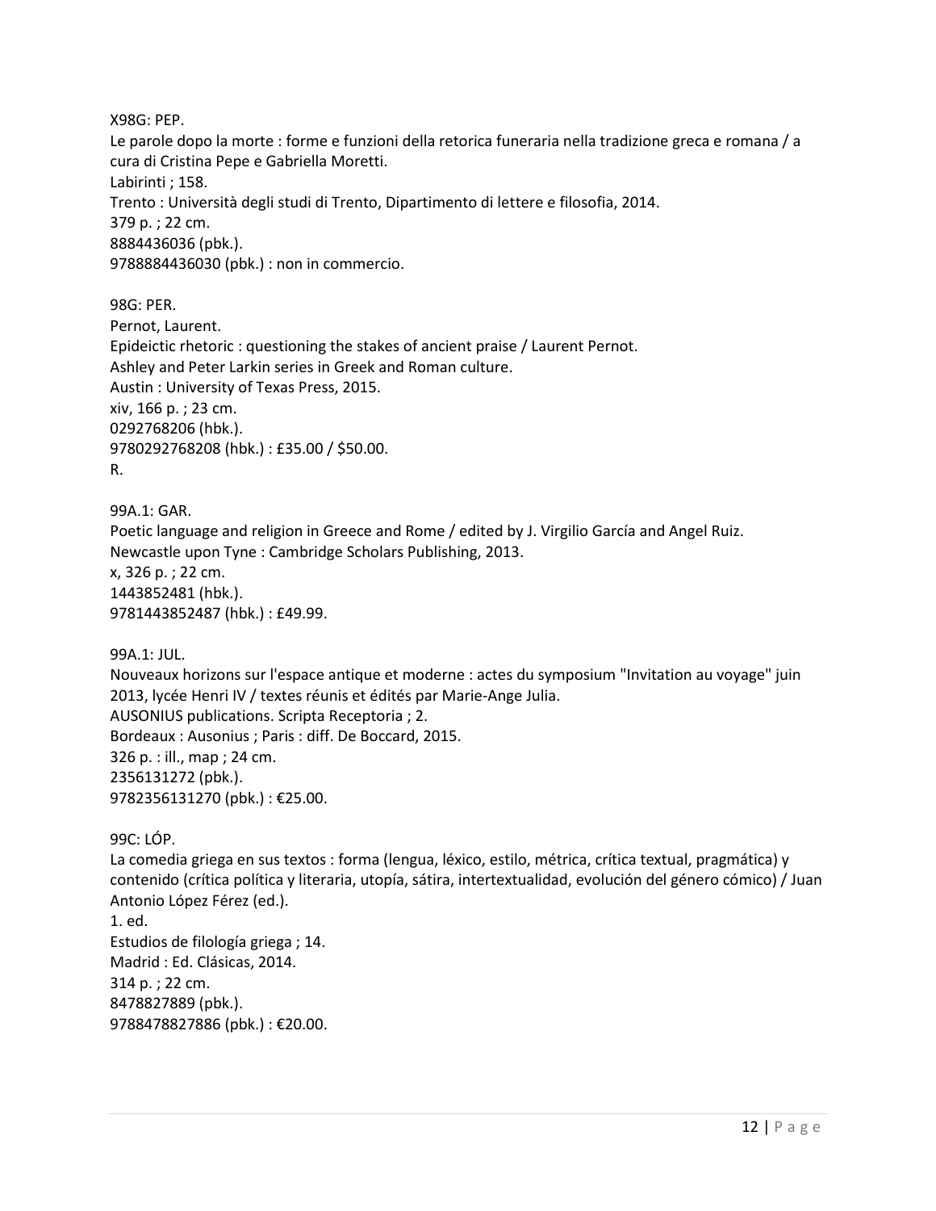X98G: PEP.
Le parole dopo la morte : forme e funzioni della retorica funeraria nella tradizione greca e romana / a cura di Cristina Pepe e Gabriella Moretti.
Labirinti ; 158.
Trento : Università degli studi di Trento, Dipartimento di lettere e filosofia, 2014.
379 p. ; 22 cm.
8884436036 (pbk.).
9788884436030 (pbk.) : non in commercio.

98G: PER.
Pernot, Laurent.
Epideictic rhetoric : questioning the stakes of ancient praise / Laurent Pernot.
Ashley and Peter Larkin series in Greek and Roman culture.
Austin : University of Texas Press, 2015.
xiv, 166 p. ; 23 cm.
0292768206 (hbk.).
9780292768208 (hbk.) : £35.00 / $50.00.
R.

99A.1: GAR.
Poetic language and religion in Greece and Rome / edited by J. Virgilio García and Angel Ruiz.
Newcastle upon Tyne : Cambridge Scholars Publishing, 2013.
x, 326 p. ; 22 cm.
1443852481 (hbk.).
9781443852487 (hbk.) : £49.99.

99A.1: JUL.
Nouveaux horizons sur l'espace antique et moderne : actes du symposium "Invitation au voyage" juin 2013, lycée Henri IV / textes réunis et édités par Marie-Ange Julia.
AUSONIUS publications. Scripta Receptoria ; 2.
Bordeaux : Ausonius ; Paris : diff. De Boccard, 2015.
326 p. : ill., map ; 24 cm.
2356131272 (pbk.).
9782356131270 (pbk.) : €25.00.

99C: LÓP.
La comedia griega en sus textos : forma (lengua, léxico, estilo, métrica, crítica textual, pragmática) y contenido (crítica política y literaria, utopía, sátira, intertextualidad, evolución del género cómico) / Juan Antonio López Férez (ed.).
1. ed.
Estudios de filología griega ; 14.
Madrid : Ed. Clásicas, 2014.
314 p. ; 22 cm.
8478827889 (pbk.).
9788478827886 (pbk.) : €20.00.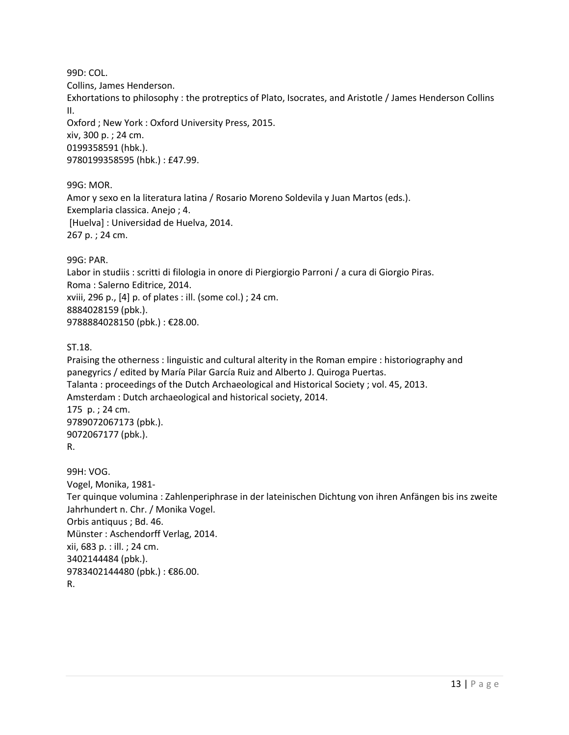99D: COL.
Collins, James Henderson.
Exhortations to philosophy : the protreptics of Plato, Isocrates, and Aristotle / James Henderson Collins II.
Oxford ; New York : Oxford University Press, 2015.
xiv, 300 p. ; 24 cm.
0199358591 (hbk.).
9780199358595 (hbk.) : £47.99.

99G: MOR.
Amor y sexo en la literatura latina / Rosario Moreno Soldevila y Juan Martos (eds.).
Exemplaria classica. Anejo ; 4.
[Huelva] : Universidad de Huelva, 2014.
267 p. ; 24 cm.

99G: PAR.
Labor in studiis : scritti di filologia in onore di Piergiorgio Parroni / a cura di Giorgio Piras.
Roma : Salerno Editrice, 2014.
xviii, 296 p., [4] p. of plates : ill. (some col.) ; 24 cm.
8884028159 (pbk.).
9788884028150 (pbk.) : €28.00.

ST.18.
Praising the otherness : linguistic and cultural alterity in the Roman empire : historiography and panegyrics / edited by María Pilar García Ruiz and Alberto J. Quiroga Puertas.
Talanta : proceedings of the Dutch Archaeological and Historical Society ; vol. 45, 2013.
Amsterdam : Dutch archaeological and historical society, 2014.
175 p. ; 24 cm.
9789072067173 (pbk.).
9072067177 (pbk.).
R.

99H: VOG.
Vogel, Monika, 1981-
Ter quinque volumina : Zahlenperiphrase in der lateinischen Dichtung von ihren Anfängen bis ins zweite Jahrhundert n. Chr. / Monika Vogel.
Orbis antiquus ; Bd. 46.
Münster : Aschendorff Verlag, 2014.
xii, 683 p. : ill. ; 24 cm.
3402144484 (pbk.).
9783402144480 (pbk.) : €86.00.
R.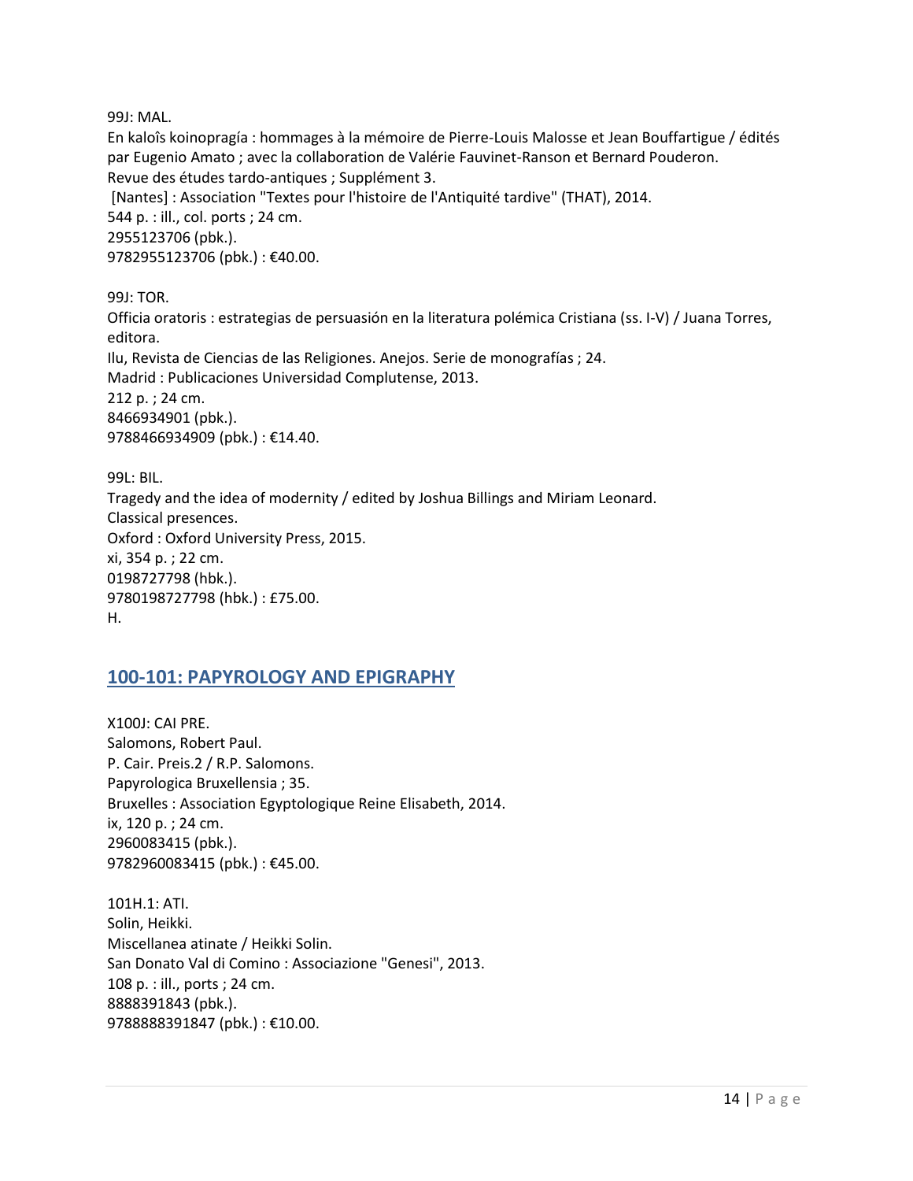99J: MAL.
En kaloîs koinopragía : hommages à la mémoire de Pierre-Louis Malosse et Jean Bouffartigue / édités par Eugenio Amato ; avec la collaboration de Valérie Fauvinet-Ranson et Bernard Pouderon.
Revue des études tardo-antiques ; Supplément 3.
[Nantes] : Association "Textes pour l'histoire de l'Antiquité tardive" (THAT), 2014.
544 p. : ill., col. ports ; 24 cm.
2955123706 (pbk.).
9782955123706 (pbk.) : €40.00.

99J: TOR.
Officia oratoris : estrategias de persuasión en la literatura polémica Cristiana (ss. I-V) / Juana Torres, editora.
Ilu, Revista de Ciencias de las Religiones. Anejos. Serie de monografías ; 24.
Madrid : Publicaciones Universidad Complutense, 2013.
212 p. ; 24 cm.
8466934901 (pbk.).
9788466934909 (pbk.) : €14.40.

99L: BIL.
Tragedy and the idea of modernity / edited by Joshua Billings and Miriam Leonard.
Classical presences.
Oxford : Oxford University Press, 2015.
xi, 354 p. ; 22 cm.
0198727798 (hbk.).
9780198727798 (hbk.) : £75.00.
H.

## 100-101: PAPYROLOGY AND EPIGRAPHY

X100J: CAI PRE.
Salomons, Robert Paul.
P. Cair. Preis.2 / R.P. Salomons.
Papyrologica Bruxellensia ; 35.
Bruxelles : Association Egyptologique Reine Elisabeth, 2014.
ix, 120 p. ; 24 cm.
2960083415 (pbk.).
9782960083415 (pbk.) : €45.00.

101H.1: ATI.
Solin, Heikki.
Miscellanea atinate / Heikki Solin.
San Donato Val di Comino : Associazione "Genesi", 2013.
108 p. : ill., ports ; 24 cm.
8888391843 (pbk.).
9788888391847 (pbk.) : €10.00.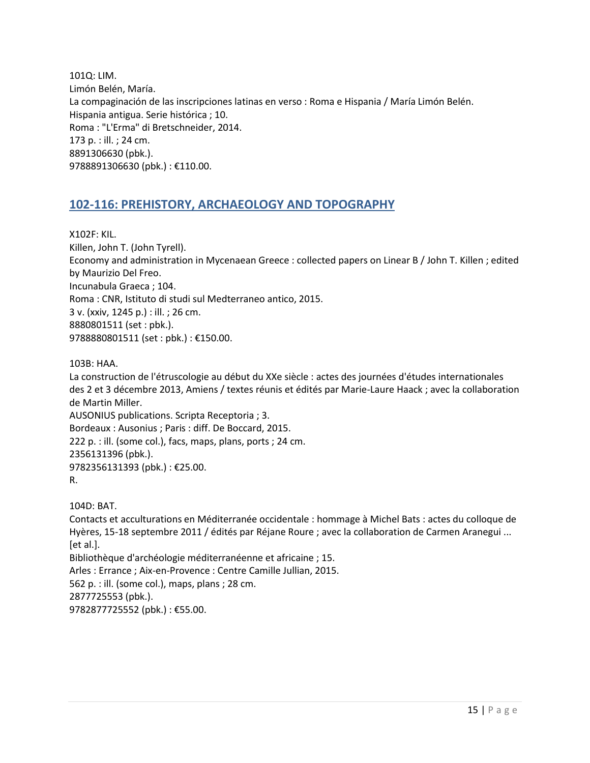101Q: LIM.
Limón Belén, María.
La compaginación de las inscripciones latinas en verso : Roma e Hispania / María Limón Belén.
Hispania antigua. Serie histórica ; 10.
Roma : "L'Erma" di Bretschneider, 2014.
173 p. : ill. ; 24 cm.
8891306630 (pbk.).
9788891306630 (pbk.) : €110.00.

## 102-116: PREHISTORY, ARCHAEOLOGY AND TOPOGRAPHY

X102F: KIL.
Killen, John T. (John Tyrell).
Economy and administration in Mycenaean Greece : collected papers on Linear B / John T. Killen ; edited by Maurizio Del Freo.
Incunabula Graeca ; 104.
Roma : CNR, Istituto di studi sul Medterraneo antico, 2015.
3 v. (xxiv, 1245 p.) : ill. ; 26 cm.
8880801511 (set : pbk.).
9788880801511 (set : pbk.) : €150.00.

103B: HAA.
La construction de l'étruscologie au début du XXe siècle : actes des journées d'études internationales des 2 et 3 décembre 2013, Amiens / textes réunis et édités par Marie-Laure Haack ; avec la collaboration de Martin Miller.
AUSONIUS publications. Scripta Receptoria ; 3.
Bordeaux : Ausonius ; Paris : diff. De Boccard, 2015.
222 p. : ill. (some col.), facs, maps, plans, ports ; 24 cm.
2356131396 (pbk.).
9782356131393 (pbk.) : €25.00.
R.

104D: BAT.
Contacts et acculturations en Méditerranée occidentale : hommage à Michel Bats : actes du colloque de Hyères, 15-18 septembre 2011 / édités par Réjane Roure ; avec la collaboration de Carmen Aranegui ... [et al.].
Bibliothèque d'archéologie méditerranéenne et africaine ; 15.
Arles : Errance ; Aix-en-Provence : Centre Camille Jullian, 2015.
562 p. : ill. (some col.), maps, plans ; 28 cm.
2877725553 (pbk.).
9782877725552 (pbk.) : €55.00.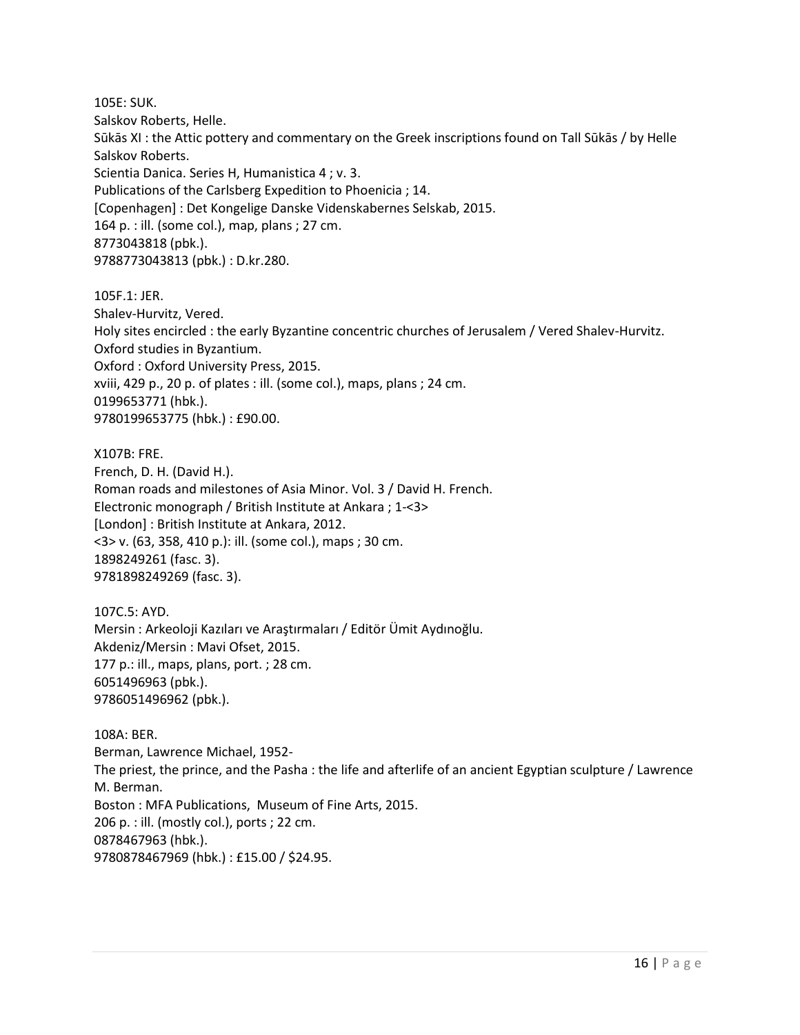105E: SUK.
Salskov Roberts, Helle.
Sūkās XI : the Attic pottery and commentary on the Greek inscriptions found on Tall Sūkās / by Helle Salskov Roberts.
Scientia Danica. Series H, Humanistica 4 ; v. 3.
Publications of the Carlsberg Expedition to Phoenicia ; 14.
[Copenhagen] : Det Kongelige Danske Videnskabernes Selskab, 2015.
164 p. : ill. (some col.), map, plans ; 27 cm.
8773043818 (pbk.).
9788773043813 (pbk.) : D.kr.280.

105F.1: JER.
Shalev-Hurvitz, Vered.
Holy sites encircled : the early Byzantine concentric churches of Jerusalem / Vered Shalev-Hurvitz.
Oxford studies in Byzantium.
Oxford : Oxford University Press, 2015.
xviii, 429 p., 20 p. of plates : ill. (some col.), maps, plans ; 24 cm.
0199653771 (hbk.).
9780199653775 (hbk.) : £90.00.

X107B: FRE.
French, D. H. (David H.).
Roman roads and milestones of Asia Minor. Vol. 3 / David H. French.
Electronic monograph / British Institute at Ankara ; 1-<3>
[London] : British Institute at Ankara, 2012.
<3> v. (63, 358, 410 p.): ill. (some col.), maps ; 30 cm.
1898249261 (fasc. 3).
9781898249269 (fasc. 3).

107C.5: AYD.
Mersin : Arkeoloji Kazıları ve Araştırmaları / Editör Ümit Aydınoğlu.
Akdeniz/Mersin : Mavi Ofset, 2015.
177 p.: ill., maps, plans, port. ; 28 cm.
6051496963 (pbk.).
9786051496962 (pbk.).

108A: BER.
Berman, Lawrence Michael, 1952-
The priest, the prince, and the Pasha : the life and afterlife of an ancient Egyptian sculpture / Lawrence M. Berman.
Boston : MFA Publications, Museum of Fine Arts, 2015.
206 p. : ill. (mostly col.), ports ; 22 cm.
0878467963 (hbk.).
9780878467969 (hbk.) : £15.00 / $24.95.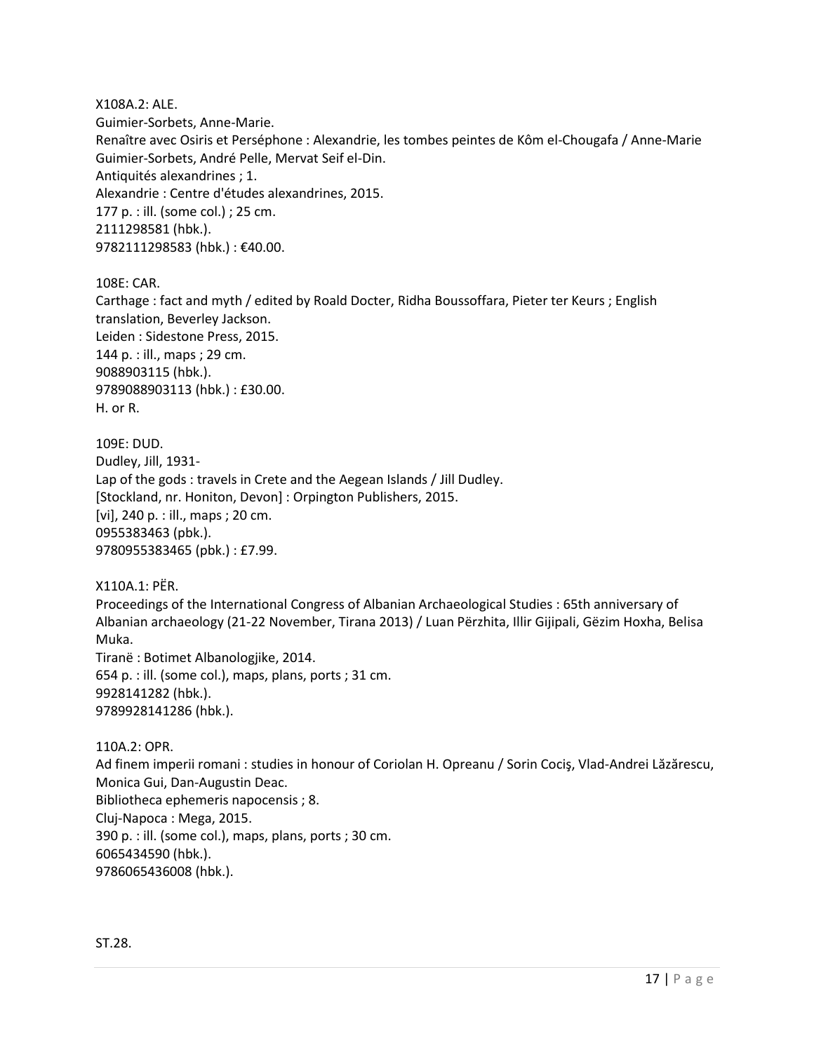X108A.2: ALE.
Guimier-Sorbets, Anne-Marie.
Renaître avec Osiris et Perséphone : Alexandrie, les tombes peintes de Kôm el-Chougafa / Anne-Marie Guimier-Sorbets, André Pelle, Mervat Seif el-Din.
Antiquités alexandrines ; 1.
Alexandrie : Centre d'études alexandrines, 2015.
177 p. : ill. (some col.) ; 25 cm.
2111298581 (hbk.).
9782111298583 (hbk.) : €40.00.

108E: CAR.
Carthage : fact and myth / edited by Roald Docter, Ridha Boussoffara, Pieter ter Keurs ; English translation, Beverley Jackson.
Leiden : Sidestone Press, 2015.
144 p. : ill., maps ; 29 cm.
9088903115 (hbk.).
9789088903113 (hbk.) : £30.00.
H. or R.

109E: DUD.
Dudley, Jill, 1931-
Lap of the gods : travels in Crete and the Aegean Islands / Jill Dudley.
[Stockland, nr. Honiton, Devon] : Orpington Publishers, 2015.
[vi], 240 p. : ill., maps ; 20 cm.
0955383463 (pbk.).
9780955383465 (pbk.) : £7.99.

X110A.1: PËR.
Proceedings of the International Congress of Albanian Archaeological Studies : 65th anniversary of Albanian archaeology (21-22 November, Tirana 2013) / Luan Përzhita, Illir Gijipali, Gëzim Hoxha, Belisa Muka.
Tiranë : Botimet Albanologjike, 2014.
654 p. : ill. (some col.), maps, plans, ports ; 31 cm.
9928141282 (hbk.).
9789928141286 (hbk.).

110A.2: OPR.
Ad finem imperii romani : studies in honour of Coriolan H. Opreanu / Sorin Cociş, Vlad-Andrei Lăzărescu, Monica Gui, Dan-Augustin Deac.
Bibliotheca ephemeris napocensis ; 8.
Cluj-Napoca : Mega, 2015.
390 p. : ill. (some col.), maps, plans, ports ; 30 cm.
6065434590 (hbk.).
9786065436008 (hbk.).

ST.28.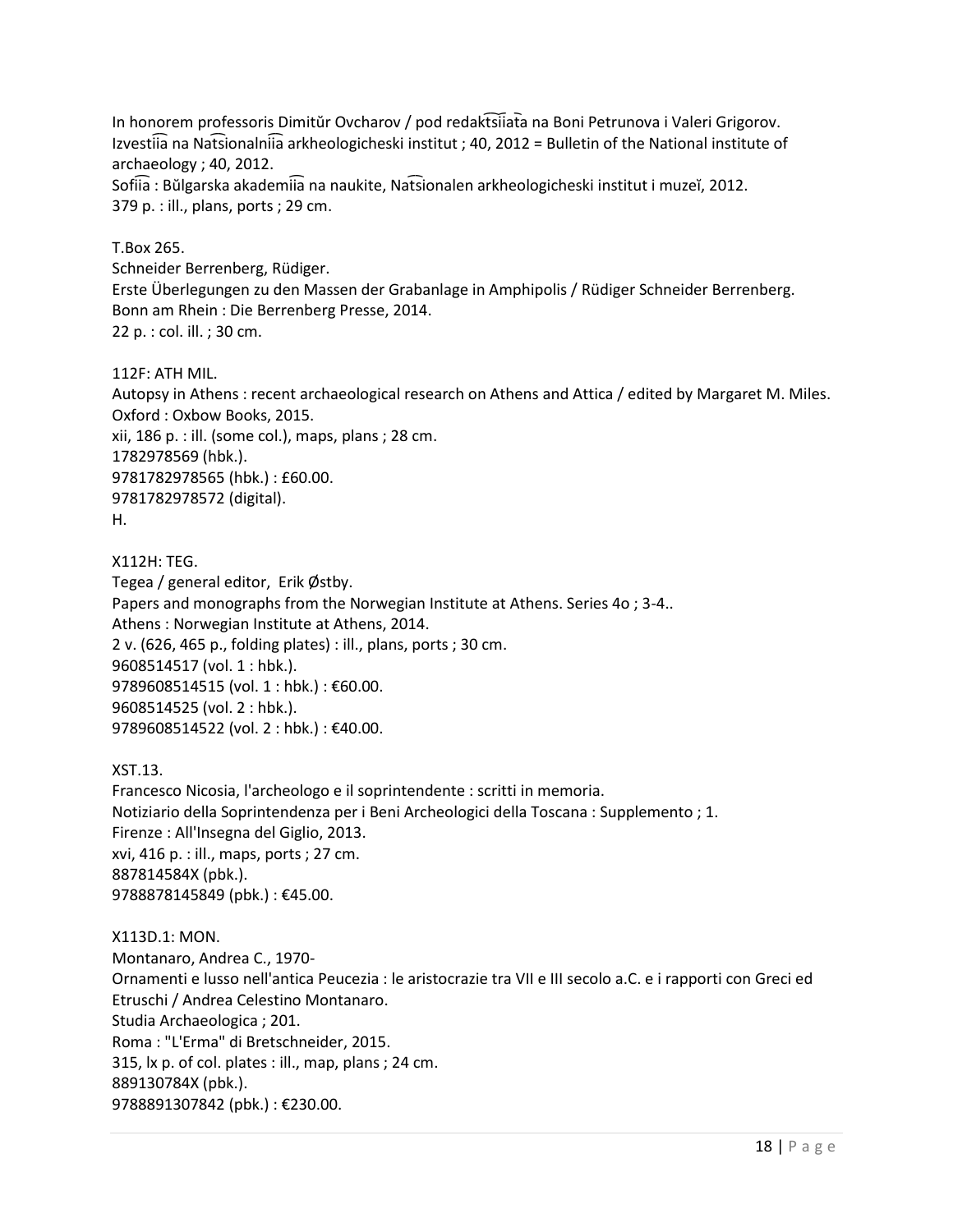In honorem professoris Dimitŭr Ovcharov / pod redakt͡siiata na Boni Petrunova i Valeri Grigorov.
Izvestii͡a na Nat͡sionalnii͡a arkheologicheski institut ; 40, 2012 = Bulletin of the National institute of archaeology ; 40, 2012.
Sofii͡a : Bŭlgarska akademii͡a na naukite, Nat͡sionalen arkheologicheski institut i muzeĭ, 2012.
379 p. : ill., plans, ports ; 29 cm.

T.Box 265.
Schneider Berrenberg, Rüdiger.
Erste Überlegungen zu den Massen der Grabanlage in Amphipolis / Rüdiger Schneider Berrenberg.
Bonn am Rhein : Die Berrenberg Presse, 2014.
22 p. : col. ill. ; 30 cm.

112F: ATH MIL.
Autopsy in Athens : recent archaeological research on Athens and Attica / edited by Margaret M. Miles.
Oxford : Oxbow Books, 2015.
xii, 186 p. : ill. (some col.), maps, plans ; 28 cm.
1782978569 (hbk.).
9781782978565 (hbk.) : £60.00.
9781782978572 (digital).
H.

X112H: TEG.
Tegea / general editor, Erik Østby.
Papers and monographs from the Norwegian Institute at Athens. Series 4o ; 3-4..
Athens : Norwegian Institute at Athens, 2014.
2 v. (626, 465 p., folding plates) : ill., plans, ports ; 30 cm.
9608514517 (vol. 1 : hbk.).
9789608514515 (vol. 1 : hbk.) : €60.00.
9608514525 (vol. 2 : hbk.).
9789608514522 (vol. 2 : hbk.) : €40.00.

XST.13.
Francesco Nicosia, l'archeologo e il soprintendente : scritti in memoria.
Notiziario della Soprintendenza per i Beni Archeologici della Toscana : Supplemento ; 1.
Firenze : All'Insegna del Giglio, 2013.
xvi, 416 p. : ill., maps, ports ; 27 cm.
887814584X (pbk.).
9788878145849 (pbk.) : €45.00.

X113D.1: MON.
Montanaro, Andrea C., 1970-
Ornamenti e lusso nell'antica Peucezia : le aristocrazie tra VII e III secolo a.C. e i rapporti con Greci ed Etruschi / Andrea Celestino Montanaro.
Studia Archaeologica ; 201.
Roma : "L'Erma" di Bretschneider, 2015.
315, lx p. of col. plates : ill., map, plans ; 24 cm.
889130784X (pbk.).
9788891307842 (pbk.) : €230.00.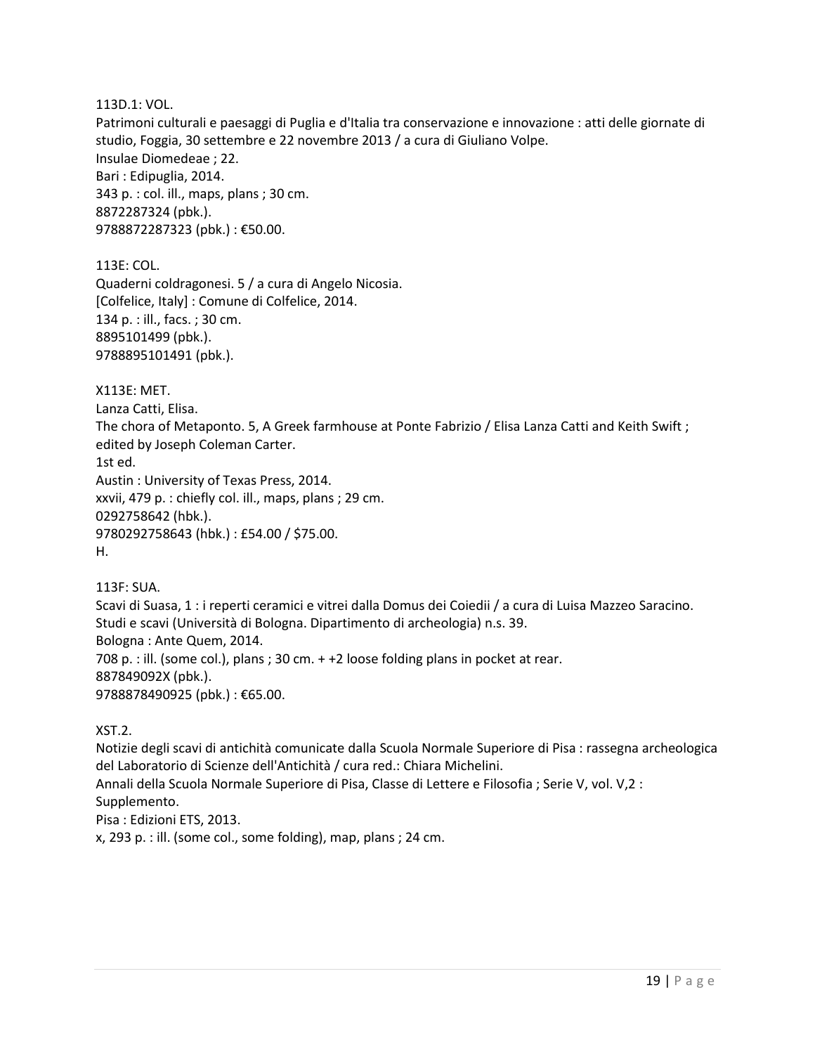113D.1: VOL.  
Patrimoni culturali e paesaggi di Puglia e d'Italia tra conservazione e innovazione : atti delle giornate di studio, Foggia, 30 settembre e 22 novembre 2013 / a cura di Giuliano Volpe.  
Insulae Diomedeae ; 22.  
Bari : Edipuglia, 2014.  
343 p. : col. ill., maps, plans ; 30 cm.  
8872287324 (pbk.).  
9788872287323 (pbk.) : €50.00.

113E: COL.  
Quaderni coldragonesi. 5 / a cura di Angelo Nicosia.  
[Colfelice, Italy] : Comune di Colfelice, 2014.  
134 p. : ill., facs. ; 30 cm.  
8895101499 (pbk.).  
9788895101491 (pbk.).

X113E: MET.  
Lanza Catti, Elisa.  
The chora of Metaponto. 5, A Greek farmhouse at Ponte Fabrizio / Elisa Lanza Catti and Keith Swift ; edited by Joseph Coleman Carter.  
1st ed.  
Austin : University of Texas Press, 2014.  
xxvii, 479 p. : chiefly col. ill., maps, plans ; 29 cm.  
0292758642 (hbk.).  
9780292758643 (hbk.) : £54.00 / $75.00.  
H.

113F: SUA.  
Scavi di Suasa, 1 : i reperti ceramici e vitrei dalla Domus dei Coiedii / a cura di Luisa Mazzeo Saracino.  
Studi e scavi (Università di Bologna. Dipartimento di archeologia) n.s. 39.  
Bologna : Ante Quem, 2014.  
708 p. : ill. (some col.), plans ; 30 cm. + +2 loose folding plans in pocket at rear.  
887849092X (pbk.).  
9788878490925 (pbk.) : €65.00.

XST.2.  
Notizie degli scavi di antichità comunicate dalla Scuola Normale Superiore di Pisa : rassegna archeologica del Laboratorio di Scienze dell'Antichità / cura red.: Chiara Michelini.  
Annali della Scuola Normale Superiore di Pisa, Classe di Lettere e Filosofia ; Serie V, vol. V,2 : Supplemento.  
Pisa : Edizioni ETS, 2013.  
x, 293 p. : ill. (some col., some folding), map, plans ; 24 cm.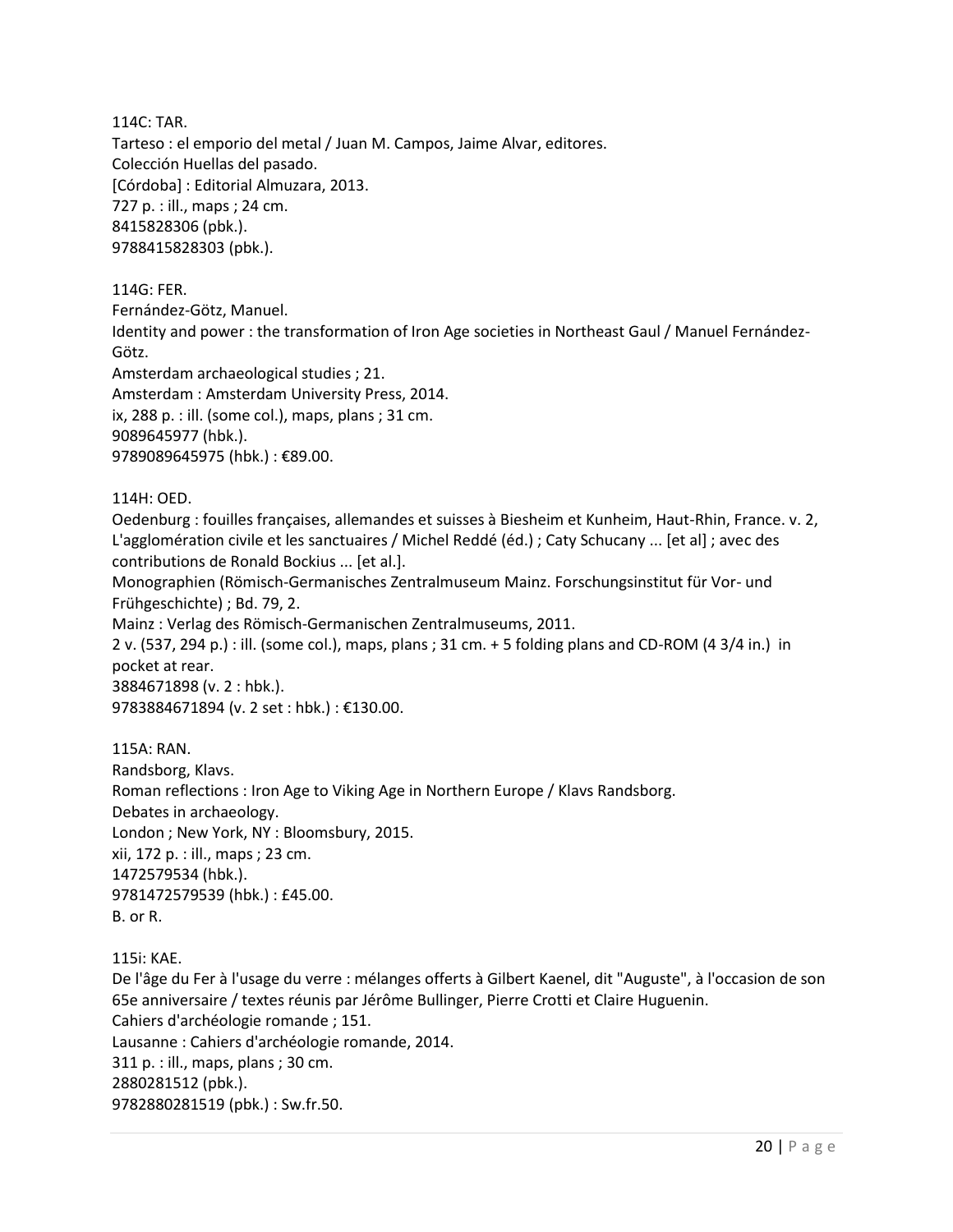114C: TAR.
Tarteso : el emporio del metal / Juan M. Campos, Jaime Alvar, editores.
Colección Huellas del pasado.
[Córdoba] : Editorial Almuzara, 2013.
727 p. : ill., maps ; 24 cm.
8415828306 (pbk.).
9788415828303 (pbk.).

114G: FER.
Fernández-Götz, Manuel.
Identity and power : the transformation of Iron Age societies in Northeast Gaul / Manuel Fernández-Götz.
Amsterdam archaeological studies ; 21.
Amsterdam : Amsterdam University Press, 2014.
ix, 288 p. : ill. (some col.), maps, plans ; 31 cm.
9089645977 (hbk.).
9789089645975 (hbk.) : €89.00.

114H: OED.
Oedenburg : fouilles françaises, allemandes et suisses à Biesheim et Kunheim, Haut-Rhin, France. v. 2, L'agglomération civile et les sanctuaires / Michel Reddé (éd.) ; Caty Schucany ... [et al] ; avec des contributions de Ronald Bockius ... [et al.].
Monographien (Römisch-Germanisches Zentralmuseum Mainz. Forschungsinstitut für Vor- und Frühgeschichte) ; Bd. 79, 2.
Mainz : Verlag des Römisch-Germanischen Zentralmuseums, 2011.
2 v. (537, 294 p.) : ill. (some col.), maps, plans ; 31 cm. + 5 folding plans and CD-ROM (4 3/4 in.) in pocket at rear.
3884671898 (v. 2 : hbk.).
9783884671894 (v. 2 set : hbk.) : €130.00.

115A: RAN.
Randsborg, Klavs.
Roman reflections : Iron Age to Viking Age in Northern Europe / Klavs Randsborg.
Debates in archaeology.
London ; New York, NY : Bloomsbury, 2015.
xii, 172 p. : ill., maps ; 23 cm.
1472579534 (hbk.).
9781472579539 (hbk.) : £45.00.
B. or R.

115i: KAE.
De l'âge du Fer à l'usage du verre : mélanges offerts à Gilbert Kaenel, dit "Auguste", à l'occasion de son 65e anniversaire / textes réunis par Jérôme Bullinger, Pierre Crotti et Claire Huguenin.
Cahiers d'archéologie romande ; 151.
Lausanne : Cahiers d'archéologie romande, 2014.
311 p. : ill., maps, plans ; 30 cm.
2880281512 (pbk.).
9782880281519 (pbk.) : Sw.fr.50.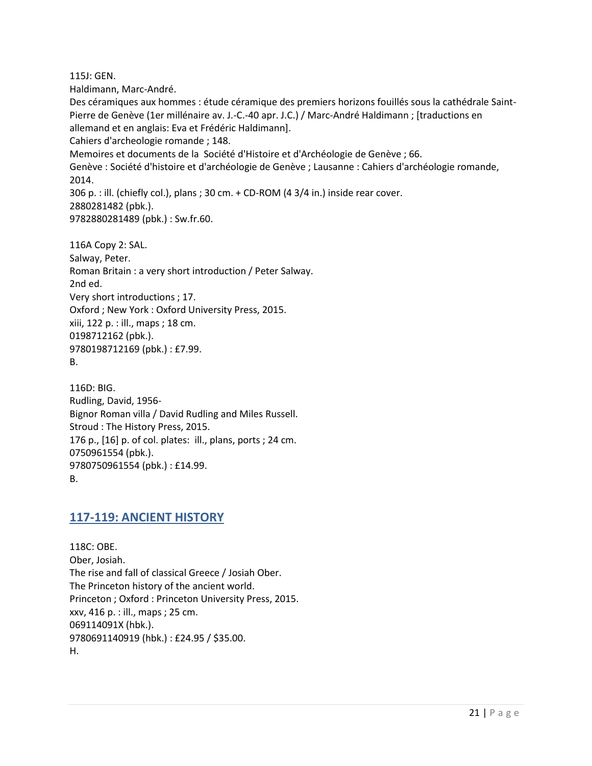115J: GEN.
Haldimann, Marc-André.
Des céramiques aux hommes : étude céramique des premiers horizons fouillés sous la cathédrale Saint-Pierre de Genève (1er millénaire av. J.-C.-40 apr. J.C.) / Marc-André Haldimann ; [traductions en allemand et en anglais: Eva et Frédéric Haldimann].
Cahiers d'archeologie romande ; 148.
Memoires et documents de la Société d'Histoire et d'Archéologie de Genève ; 66.
Genève : Société d'histoire et d'archéologie de Genève ; Lausanne : Cahiers d'archéologie romande, 2014.
306 p. : ill. (chiefly col.), plans ; 30 cm. + CD-ROM (4 3/4 in.) inside rear cover.
2880281482 (pbk.).
9782880281489 (pbk.) : Sw.fr.60.

116A Copy 2: SAL.
Salway, Peter.
Roman Britain : a very short introduction / Peter Salway.
2nd ed.
Very short introductions ; 17.
Oxford ; New York : Oxford University Press, 2015.
xiii, 122 p. : ill., maps ; 18 cm.
0198712162 (pbk.).
9780198712169 (pbk.) : £7.99.
B.

116D: BIG.
Rudling, David, 1956-
Bignor Roman villa / David Rudling and Miles Russell.
Stroud : The History Press, 2015.
176 p., [16] p. of col. plates: ill., plans, ports ; 24 cm.
0750961554 (pbk.).
9780750961554 (pbk.) : £14.99.
B.

## 117-119: ANCIENT HISTORY

118C: OBE.
Ober, Josiah.
The rise and fall of classical Greece / Josiah Ober.
The Princeton history of the ancient world.
Princeton ; Oxford : Princeton University Press, 2015.
xxv, 416 p. : ill., maps ; 25 cm.
069114091X (hbk.).
9780691140919 (hbk.) : £24.95 / $35.00.
H.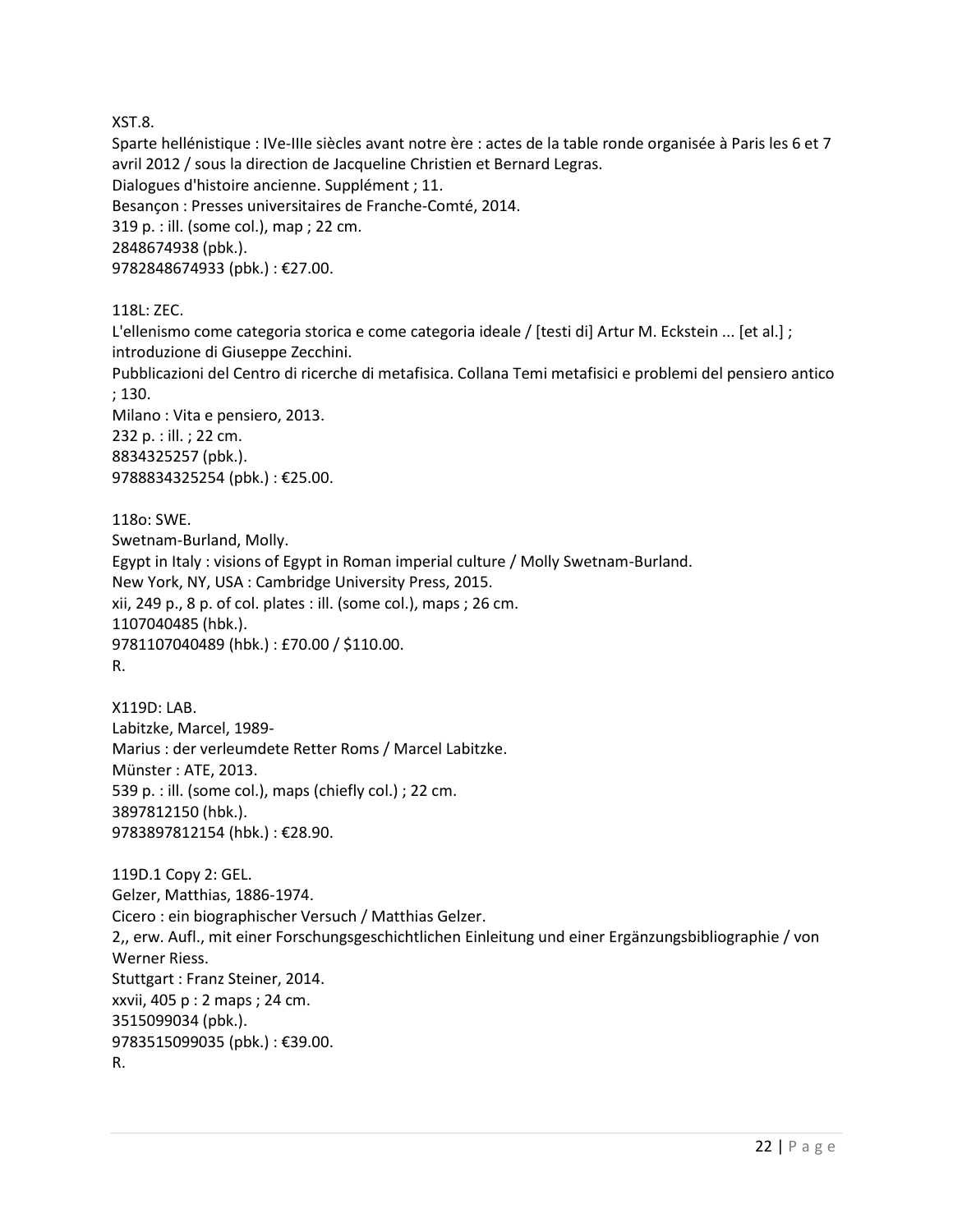XST.8.
Sparte hellénistique : IVe-IIIe siècles avant notre ère : actes de la table ronde organisée à Paris les 6 et 7 avril 2012 / sous la direction de Jacqueline Christien et Bernard Legras.
Dialogues d'histoire ancienne. Supplément ; 11.
Besançon : Presses universitaires de Franche-Comté, 2014.
319 p. : ill. (some col.), map ; 22 cm.
2848674938 (pbk.).
9782848674933 (pbk.) : €27.00.

118L: ZEC.
L'ellenismo come categoria storica e come categoria ideale / [testi di] Artur M. Eckstein ... [et al.] ; introduzione di Giuseppe Zecchini.
Pubblicazioni del Centro di ricerche di metafisica. Collana Temi metafisici e problemi del pensiero antico ; 130.
Milano : Vita e pensiero, 2013.
232 p. : ill. ; 22 cm.
8834325257 (pbk.).
9788834325254 (pbk.) : €25.00.

118o: SWE.
Swetnam-Burland, Molly.
Egypt in Italy : visions of Egypt in Roman imperial culture / Molly Swetnam-Burland.
New York, NY, USA : Cambridge University Press, 2015.
xii, 249 p., 8 p. of col. plates : ill. (some col.), maps ; 26 cm.
1107040485 (hbk.).
9781107040489 (hbk.) : £70.00 / $110.00.
R.

X119D: LAB.
Labitzke, Marcel, 1989-
Marius : der verleumdete Retter Roms / Marcel Labitzke.
Münster : ATE, 2013.
539 p. : ill. (some col.), maps (chiefly col.) ; 22 cm.
3897812150 (hbk.).
9783897812154 (hbk.) : €28.90.

119D.1 Copy 2: GEL.
Gelzer, Matthias, 1886-1974.
Cicero : ein biographischer Versuch / Matthias Gelzer.
2,, erw. Aufl., mit einer Forschungsgeschichtlichen Einleitung und einer Ergänzungsbibliographie / von Werner Riess.
Stuttgart : Franz Steiner, 2014.
xxvii, 405 p : 2 maps ; 24 cm.
3515099034 (pbk.).
9783515099035 (pbk.) : €39.00.
R.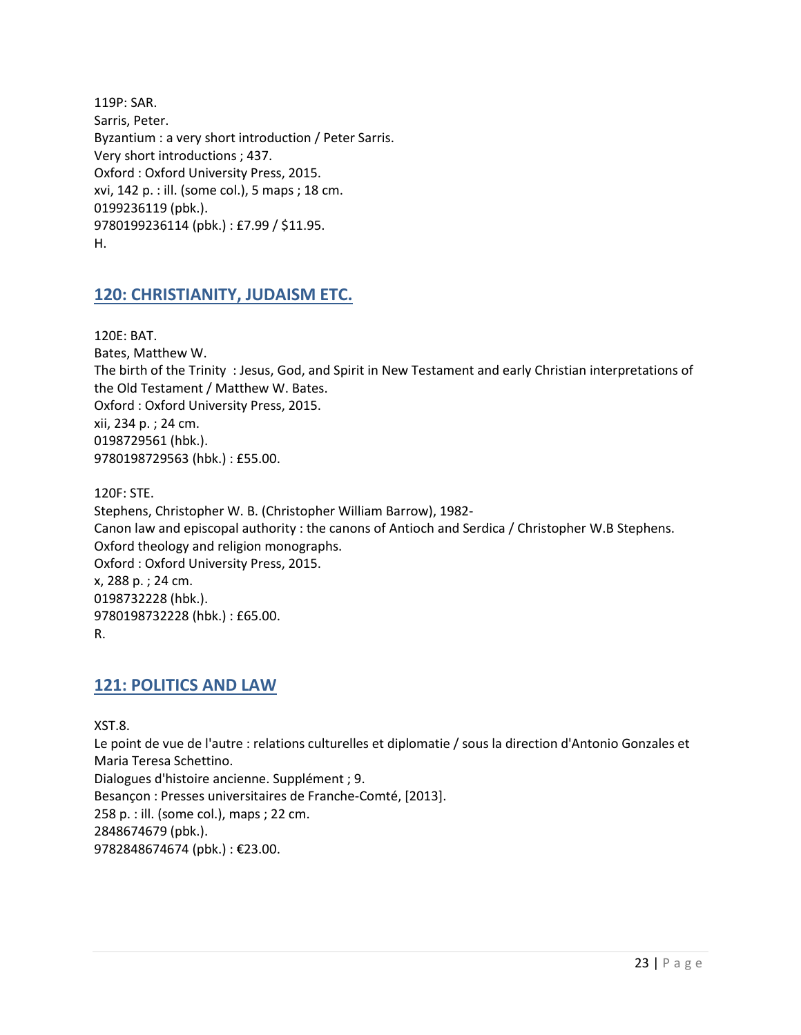119P: SAR.
Sarris, Peter.
Byzantium : a very short introduction / Peter Sarris.
Very short introductions ; 437.
Oxford : Oxford University Press, 2015.
xvi, 142 p. : ill. (some col.), 5 maps ; 18 cm.
0199236119 (pbk.).
9780199236114 (pbk.) : £7.99 / $11.95.
H.

## 120: CHRISTIANITY, JUDAISM ETC.

120E: BAT.
Bates, Matthew W.
The birth of the Trinity : Jesus, God, and Spirit in New Testament and early Christian interpretations of the Old Testament / Matthew W. Bates.
Oxford : Oxford University Press, 2015.
xii, 234 p. ; 24 cm.
0198729561 (hbk.).
9780198729563 (hbk.) : £55.00.

120F: STE.
Stephens, Christopher W. B. (Christopher William Barrow), 1982-
Canon law and episcopal authority : the canons of Antioch and Serdica / Christopher W.B Stephens.
Oxford theology and religion monographs.
Oxford : Oxford University Press, 2015.
x, 288 p. ; 24 cm.
0198732228 (hbk.).
9780198732228 (hbk.) : £65.00.
R.

## 121: POLITICS AND LAW

XST.8.
Le point de vue de l'autre : relations culturelles et diplomatie / sous la direction d'Antonio Gonzales et Maria Teresa Schettino.
Dialogues d'histoire ancienne. Supplément ; 9.
Besançon : Presses universitaires de Franche-Comté, [2013].
258 p. : ill. (some col.), maps ; 22 cm.
2848674679 (pbk.).
9782848674674 (pbk.) : €23.00.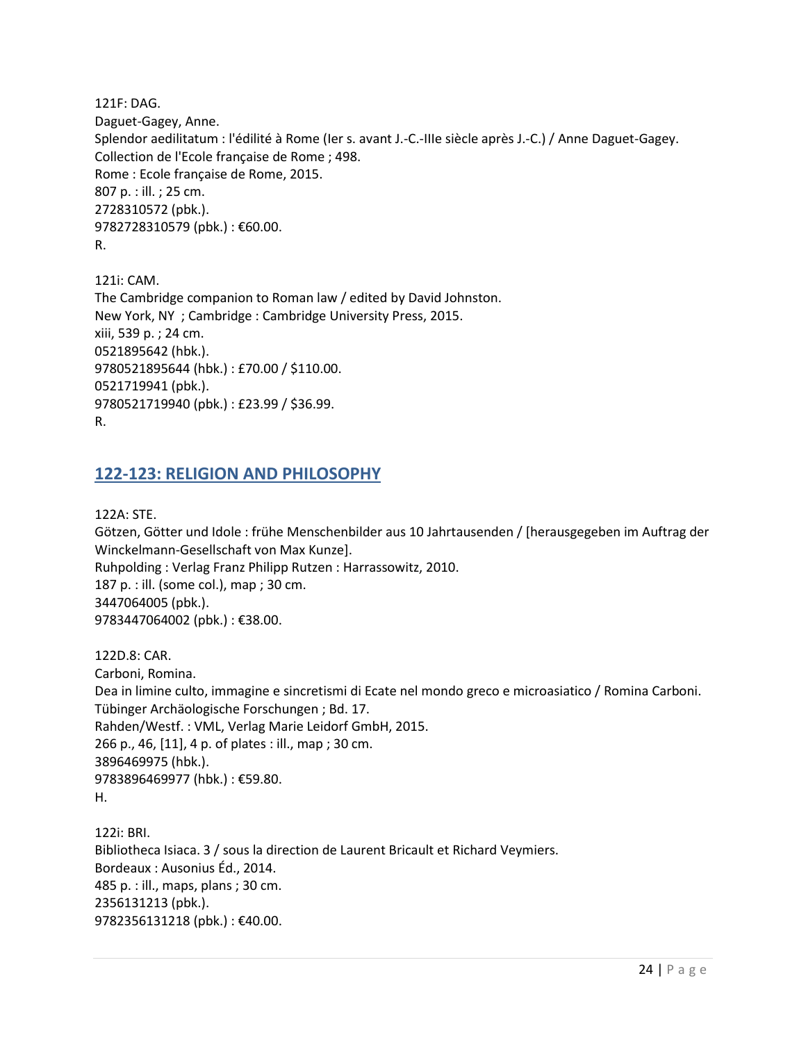121F: DAG.
Daguet-Gagey, Anne.
Splendor aedilitatum : l'édilité à Rome (Ier s. avant J.-C.-IIIe siècle après J.-C.) / Anne Daguet-Gagey.
Collection de l'Ecole française de Rome ; 498.
Rome : Ecole française de Rome, 2015.
807 p. : ill. ; 25 cm.
2728310572 (pbk.).
9782728310579 (pbk.) : €60.00.
R.

121i: CAM.
The Cambridge companion to Roman law / edited by David Johnston.
New York, NY ; Cambridge : Cambridge University Press, 2015.
xiii, 539 p. ; 24 cm.
0521895642 (hbk.).
9780521895644 (hbk.) : £70.00 / $110.00.
0521719941 (pbk.).
9780521719940 (pbk.) : £23.99 / $36.99.
R.

## 122-123: RELIGION AND PHILOSOPHY

122A: STE.
Götzen, Götter und Idole : frühe Menschenbilder aus 10 Jahrtausenden / [herausgegeben im Auftrag der Winckelmann-Gesellschaft von Max Kunze].
Ruhpolding : Verlag Franz Philipp Rutzen : Harrassowitz, 2010.
187 p. : ill. (some col.), map ; 30 cm.
3447064005 (pbk.).
9783447064002 (pbk.) : €38.00.

122D.8: CAR.
Carboni, Romina.
Dea in limine culto, immagine e sincretismi di Ecate nel mondo greco e microasiatico / Romina Carboni.
Tübinger Archäologische Forschungen ; Bd. 17.
Rahden/Westf. : VML, Verlag Marie Leidorf GmbH, 2015.
266 p., 46, [11], 4 p. of plates : ill., map ; 30 cm.
3896469975 (hbk.).
9783896469977 (hbk.) : €59.80.
H.

122i: BRI.
Bibliotheca Isiaca. 3 / sous la direction de Laurent Bricault et Richard Veymiers.
Bordeaux : Ausonius Éd., 2014.
485 p. : ill., maps, plans ; 30 cm.
2356131213 (pbk.).
9782356131218 (pbk.) : €40.00.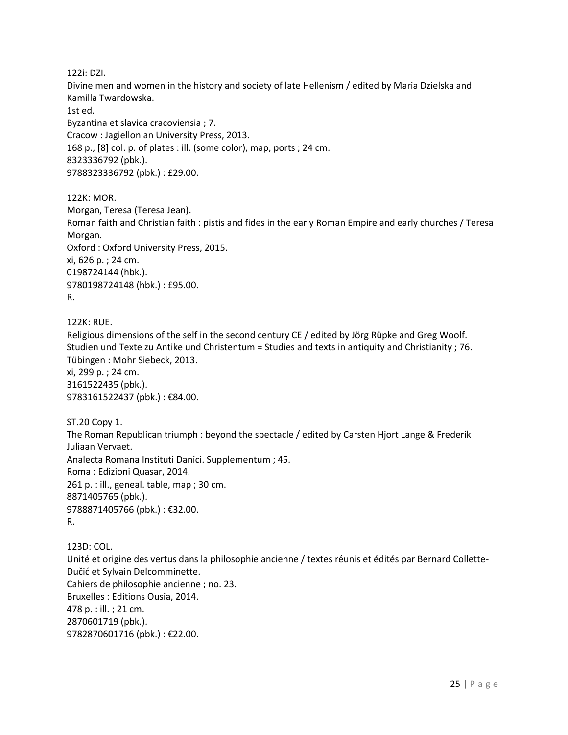122i: DZI.
Divine men and women in the history and society of late Hellenism / edited by Maria Dzielska and Kamilla Twardowska.
1st ed.
Byzantina et slavica cracoviensia ; 7.
Cracow : Jagiellonian University Press, 2013.
168 p., [8] col. p. of plates : ill. (some color), map, ports ; 24 cm.
8323336792 (pbk.).
9788323336792 (pbk.) : £29.00.

122K: MOR.
Morgan, Teresa (Teresa Jean).
Roman faith and Christian faith : pistis and fides in the early Roman Empire and early churches / Teresa Morgan.
Oxford : Oxford University Press, 2015.
xi, 626 p. ; 24 cm.
0198724144 (hbk.).
9780198724148 (hbk.) : £95.00.
R.

122K: RUE.
Religious dimensions of the self in the second century CE / edited by Jörg Rüpke and Greg Woolf.
Studien und Texte zu Antike und Christentum = Studies and texts in antiquity and Christianity ; 76.
Tübingen : Mohr Siebeck, 2013.
xi, 299 p. ; 24 cm.
3161522435 (pbk.).
9783161522437 (pbk.) : €84.00.

ST.20 Copy 1.
The Roman Republican triumph : beyond the spectacle / edited by Carsten Hjort Lange & Frederik Juliaan Vervaet.
Analecta Romana Instituti Danici. Supplementum ; 45.
Roma : Edizioni Quasar, 2014.
261 p. : ill., geneal. table, map ; 30 cm.
8871405765 (pbk.).
9788871405766 (pbk.) : €32.00.
R.

123D: COL.
Unité et origine des vertus dans la philosophie ancienne / textes réunis et édités par Bernard Collette-Dučić et Sylvain Delcomminette.
Cahiers de philosophie ancienne ; no. 23.
Bruxelles : Editions Ousia, 2014.
478 p. : ill. ; 21 cm.
2870601719 (pbk.).
9782870601716 (pbk.) : €22.00.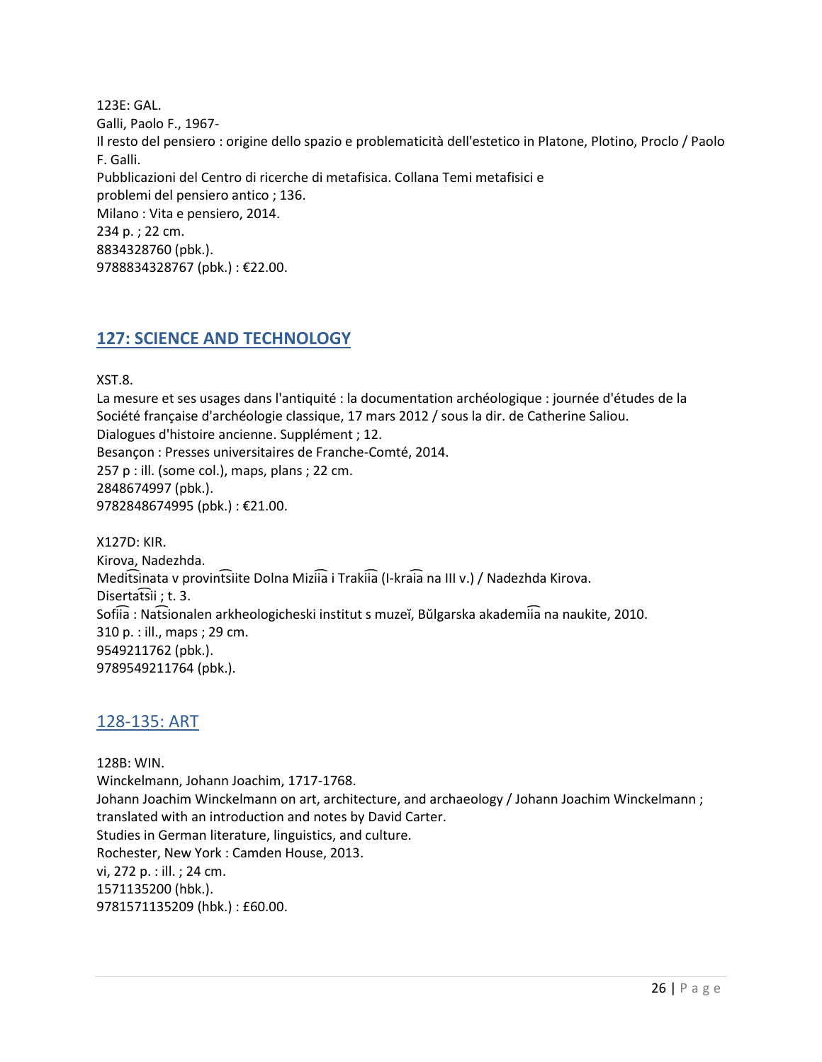123E: GAL.
Galli, Paolo F., 1967-
Il resto del pensiero : origine dello spazio e problematicità dell'estetico in Platone, Plotino, Proclo / Paolo F. Galli.
Pubblicazioni del Centro di ricerche di metafisica. Collana Temi metafisici e problemi del pensiero antico ; 136.
Milano : Vita e pensiero, 2014.
234 p. ; 22 cm.
8834328760 (pbk.).
9788834328767 (pbk.) : €22.00.

## 127: SCIENCE AND TECHNOLOGY

XST.8.
La mesure et ses usages dans l'antiquité : la documentation archéologique : journée d'études de la Société française d'archéologie classique, 17 mars 2012 / sous la dir. de Catherine Saliou.
Dialogues d'histoire ancienne. Supplément ; 12.
Besançon : Presses universitaires de Franche-Comté, 2014.
257 p : ill. (some col.), maps, plans ; 22 cm.
2848674997 (pbk.).
9782848674995 (pbk.) : €21.00.

X127D: KIR.
Kirova, Nadezhda.
Medit͡sinata v provint͡siite Dolna Mizii͡a i Trakii͡a (I-krai͡a na III v.) / Nadezhda Kirova.
Disertat͡sii ; t. 3.
Sofii͡a : Nat͡sionalen arkheologicheski institut s muzeĭ, Bŭlgarska akademii͡a na naukite, 2010.
310 p. : ill., maps ; 29 cm.
9549211762 (pbk.).
9789549211764 (pbk.).

## 128-135: ART

128B: WIN.
Winckelmann, Johann Joachim, 1717-1768.
Johann Joachim Winckelmann on art, architecture, and archaeology / Johann Joachim Winckelmann ; translated with an introduction and notes by David Carter.
Studies in German literature, linguistics, and culture.
Rochester, New York : Camden House, 2013.
vi, 272 p. : ill. ; 24 cm.
1571135200 (hbk.).
9781571135209 (hbk.) : £60.00.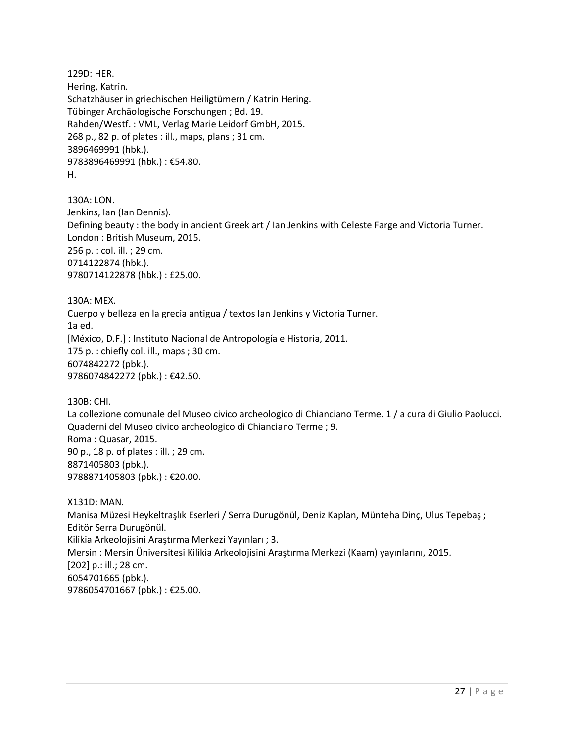129D: HER.
Hering, Katrin.
Schatzhäuser in griechischen Heiligtümern / Katrin Hering.
Tübinger Archäologische Forschungen ; Bd. 19.
Rahden/Westf. : VML, Verlag Marie Leidorf GmbH, 2015.
268 p., 82 p. of plates : ill., maps, plans ; 31 cm.
3896469991 (hbk.).
9783896469991 (hbk.) : €54.80.
H.

130A: LON.
Jenkins, Ian (Ian Dennis).
Defining beauty : the body in ancient Greek art / Ian Jenkins with Celeste Farge and Victoria Turner.
London : British Museum, 2015.
256 p. : col. ill. ; 29 cm.
0714122874 (hbk.).
9780714122878 (hbk.) : £25.00.

130A: MEX.
Cuerpo y belleza en la grecia antigua / textos Ian Jenkins y Victoria Turner.
1a ed.
[México, D.F.] : Instituto Nacional de Antropología e Historia, 2011.
175 p. : chiefly col. ill., maps ; 30 cm.
6074842272 (pbk.).
9786074842272 (pbk.) : €42.50.

130B: CHI.
La collezione comunale del Museo civico archeologico di Chianciano Terme. 1 / a cura di Giulio Paolucci.
Quaderni del Museo civico archeologico di Chianciano Terme ; 9.
Roma : Quasar, 2015.
90 p., 18 p. of plates : ill. ; 29 cm.
8871405803 (pbk.).
9788871405803 (pbk.) : €20.00.

X131D: MAN.
Manisa Müzesi Heykeltraşlık Eserleri / Serra Durugönül, Deniz Kaplan, Münteha Dinç, Ulus Tepebaş ; Editör Serra Durugönül.
Kilikia Arkeolojisini Araştırma Merkezi Yayınları ; 3.
Mersin : Mersin Üniversitesi Kilikia Arkeolojisini Araştırma Merkezi (Kaam) yayınlarını, 2015.
[202] p.: ill.; 28 cm.
6054701665 (pbk.).
9786054701667 (pbk.) : €25.00.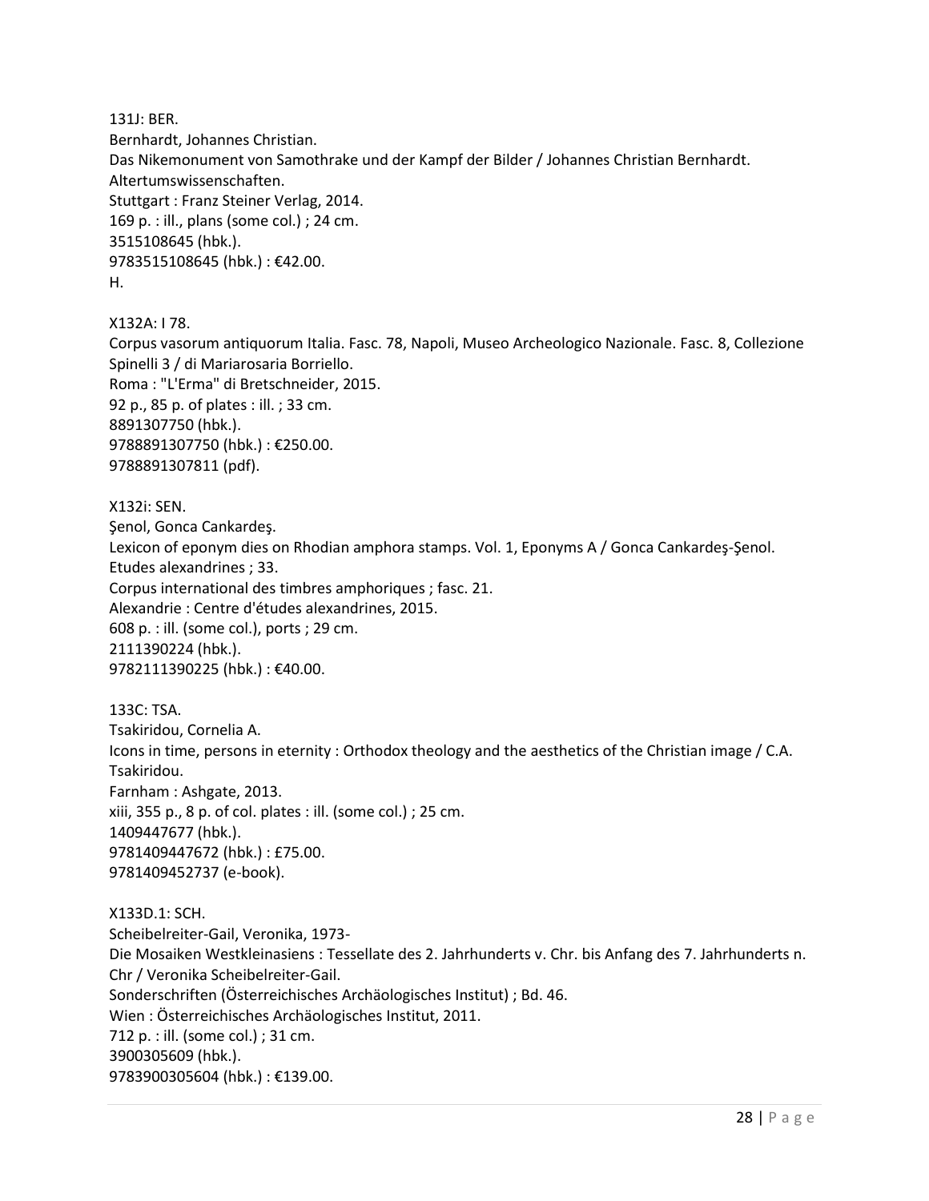131J: BER.
Bernhardt, Johannes Christian.
Das Nikemonument von Samothrake und der Kampf der Bilder / Johannes Christian Bernhardt.
Altertumswissenschaften.
Stuttgart : Franz Steiner Verlag, 2014.
169 p. : ill., plans (some col.) ; 24 cm.
3515108645 (hbk.).
9783515108645 (hbk.) : €42.00.
H.

X132A: I 78.
Corpus vasorum antiquorum Italia. Fasc. 78, Napoli, Museo Archeologico Nazionale. Fasc. 8, Collezione Spinelli 3 / di Mariarosaria Borriello.
Roma : "L'Erma" di Bretschneider, 2015.
92 p., 85 p. of plates : ill. ; 33 cm.
8891307750 (hbk.).
9788891307750 (hbk.) : €250.00.
9788891307811 (pdf).

X132i: SEN.
Şenol, Gonca Cankardeş.
Lexicon of eponym dies on Rhodian amphora stamps. Vol. 1, Eponyms A / Gonca Cankardeş-Şenol.
Etudes alexandrines ; 33.
Corpus international des timbres amphoriques ; fasc. 21.
Alexandrie : Centre d'études alexandrines, 2015.
608 p. : ill. (some col.), ports ; 29 cm.
2111390224 (hbk.).
9782111390225 (hbk.) : €40.00.

133C: TSA.
Tsakiridou, Cornelia A.
Icons in time, persons in eternity : Orthodox theology and the aesthetics of the Christian image / C.A. Tsakiridou.
Farnham : Ashgate, 2013.
xiii, 355 p., 8 p. of col. plates : ill. (some col.) ; 25 cm.
1409447677 (hbk.).
9781409447672 (hbk.) : £75.00.
9781409452737 (e-book).

X133D.1: SCH.
Scheibelreiter-Gail, Veronika, 1973-
Die Mosaiken Westkleinasiens : Tessellate des 2. Jahrhunderts v. Chr. bis Anfang des 7. Jahrhunderts n. Chr / Veronika Scheibelreiter-Gail.
Sonderschriften (Österreichisches Archäologisches Institut) ; Bd. 46.
Wien : Österreichisches Archäologisches Institut, 2011.
712 p. : ill. (some col.) ; 31 cm.
3900305609 (hbk.).
9783900305604 (hbk.) : €139.00.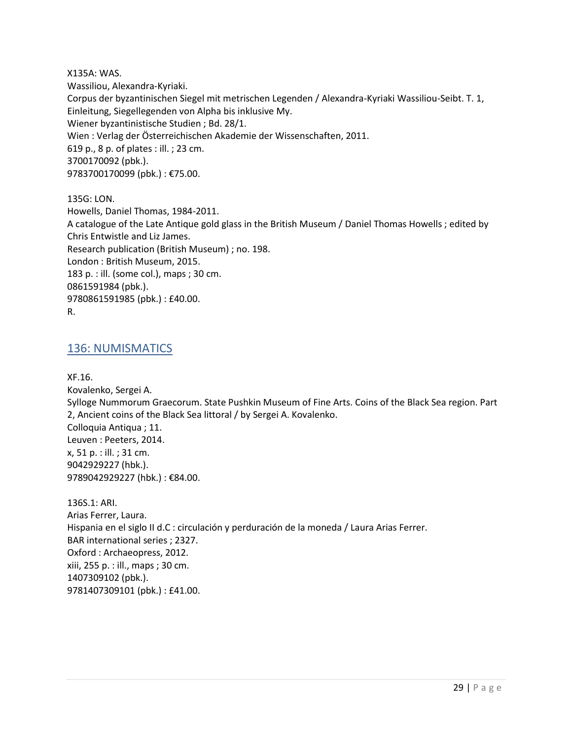X135A: WAS.
Wassiliou, Alexandra-Kyriaki.
Corpus der byzantinischen Siegel mit metrischen Legenden / Alexandra-Kyriaki Wassiliou-Seibt. T. 1, Einleitung, Siegellegenden von Alpha bis inklusive My.
Wiener byzantinistische Studien ; Bd. 28/1.
Wien : Verlag der Österreichischen Akademie der Wissenschaften, 2011.
619 p., 8 p. of plates : ill. ; 23 cm.
3700170092 (pbk.).
9783700170099 (pbk.) : €75.00.

135G: LON.
Howells, Daniel Thomas, 1984-2011.
A catalogue of the Late Antique gold glass in the British Museum / Daniel Thomas Howells ; edited by Chris Entwistle and Liz James.
Research publication (British Museum) ; no. 198.
London : British Museum, 2015.
183 p. : ill. (some col.), maps ; 30 cm.
0861591984 (pbk.).
9780861591985 (pbk.) : £40.00.
R.

## 136: NUMISMATICS

XF.16.
Kovalenko, Sergei A.
Sylloge Nummorum Graecorum. State Pushkin Museum of Fine Arts. Coins of the Black Sea region. Part 2, Ancient coins of the Black Sea littoral / by Sergei A. Kovalenko.
Colloquia Antiqua ; 11.
Leuven : Peeters, 2014.
x, 51 p. : ill. ; 31 cm.
9042929227 (hbk.).
9789042929227 (hbk.) : €84.00.

136S.1: ARI.
Arias Ferrer, Laura.
Hispania en el siglo II d.C : circulación y perduración de la moneda / Laura Arias Ferrer.
BAR international series ; 2327.
Oxford : Archaeopress, 2012.
xiii, 255 p. : ill., maps ; 30 cm.
1407309102 (pbk.).
9781407309101 (pbk.) : £41.00.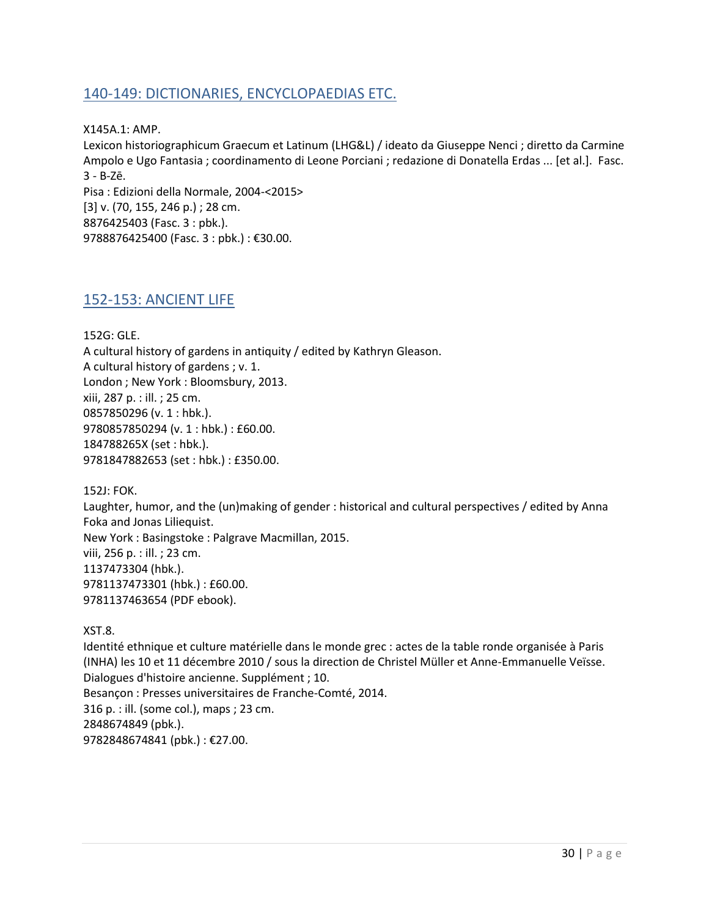## 140-149: DICTIONARIES, ENCYCLOPAEDIAS ETC.

X145A.1: AMP.
Lexicon historiographicum Graecum et Latinum (LHG&L) / ideato da Giuseppe Nenci ; diretto da Carmine Ampolo e Ugo Fantasia ; coordinamento di Leone Porciani ; redazione di Donatella Erdas ... [et al.]. Fasc. 3 - B-Zē.
Pisa : Edizioni della Normale, 2004-<2015>
[3] v. (70, 155, 246 p.) ; 28 cm.
8876425403 (Fasc. 3 : pbk.).
9788876425400 (Fasc. 3 : pbk.) : €30.00.

## 152-153: ANCIENT LIFE

152G: GLE.
A cultural history of gardens in antiquity / edited by Kathryn Gleason.
A cultural history of gardens ; v. 1.
London ; New York : Bloomsbury, 2013.
xiii, 287 p. : ill. ; 25 cm.
0857850296 (v. 1 : hbk.).
9780857850294 (v. 1 : hbk.) : £60.00.
184788265X (set : hbk.).
9781847882653 (set : hbk.) : £350.00.

152J: FOK.
Laughter, humor, and the (un)making of gender : historical and cultural perspectives / edited by Anna Foka and Jonas Liliequist.
New York : Basingstoke : Palgrave Macmillan, 2015.
viii, 256 p. : ill. ; 23 cm.
1137473304 (hbk.).
9781137473301 (hbk.) : £60.00.
9781137463654 (PDF ebook).

XST.8.
Identité ethnique et culture matérielle dans le monde grec : actes de la table ronde organisée à Paris (INHA) les 10 et 11 décembre 2010 / sous la direction de Christel Müller et Anne-Emmanuelle Veïsse.
Dialogues d'histoire ancienne. Supplément ; 10.
Besançon : Presses universitaires de Franche-Comté, 2014.
316 p. : ill. (some col.), maps ; 23 cm.
2848674849 (pbk.).
9782848674841 (pbk.) : €27.00.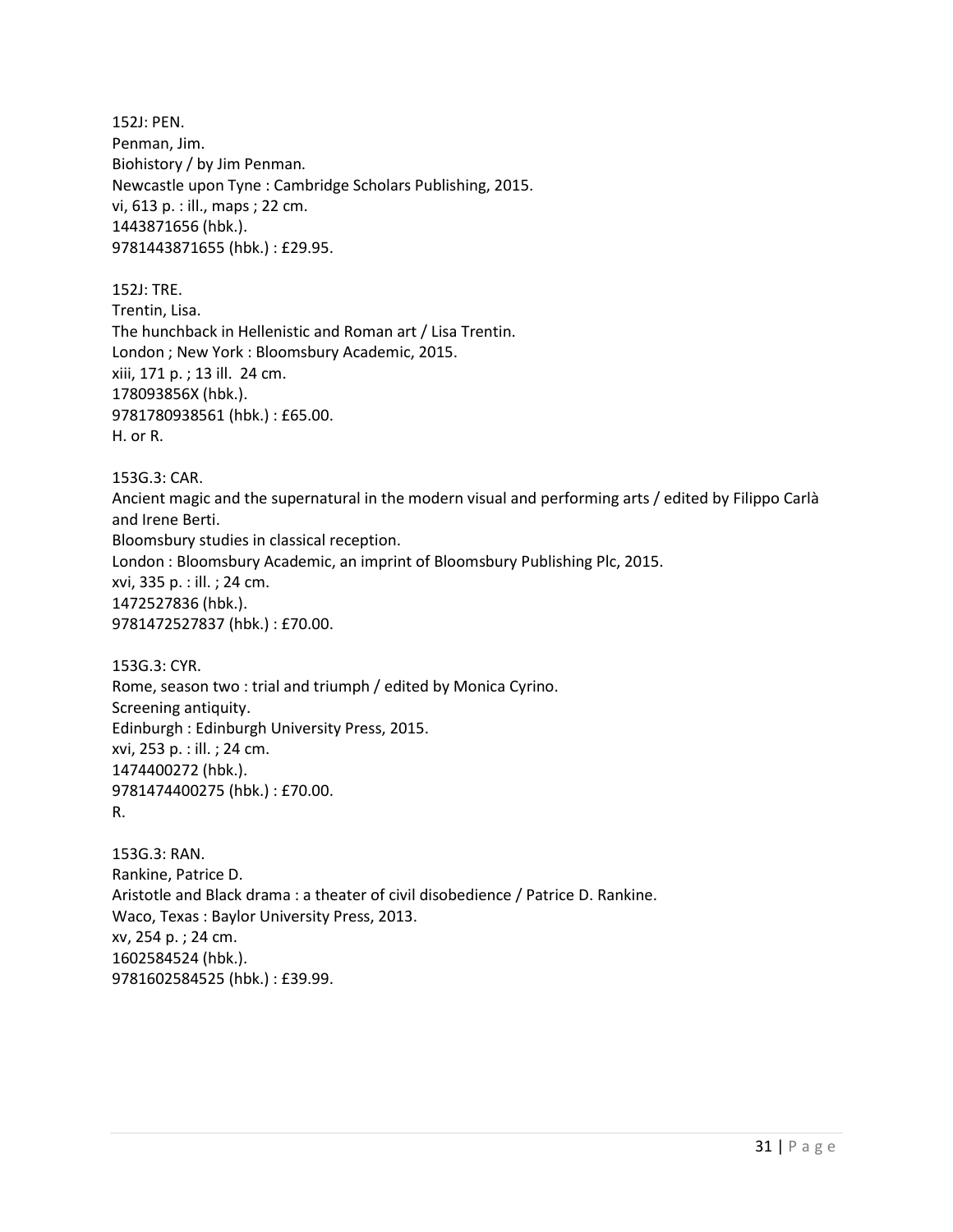152J: PEN.
Penman, Jim.
Biohistory / by Jim Penman.
Newcastle upon Tyne : Cambridge Scholars Publishing, 2015.
vi, 613 p. : ill., maps ; 22 cm.
1443871656 (hbk.).
9781443871655 (hbk.) : £29.95.

152J: TRE.
Trentin, Lisa.
The hunchback in Hellenistic and Roman art / Lisa Trentin.
London ; New York : Bloomsbury Academic, 2015.
xiii, 171 p. ; 13 ill. 24 cm.
178093856X (hbk.).
9781780938561 (hbk.) : £65.00.
H. or R.

153G.3: CAR.
Ancient magic and the supernatural in the modern visual and performing arts / edited by Filippo Carlà and Irene Berti.
Bloomsbury studies in classical reception.
London : Bloomsbury Academic, an imprint of Bloomsbury Publishing Plc, 2015.
xvi, 335 p. : ill. ; 24 cm.
1472527836 (hbk.).
9781472527837 (hbk.) : £70.00.

153G.3: CYR.
Rome, season two : trial and triumph / edited by Monica Cyrino.
Screening antiquity.
Edinburgh : Edinburgh University Press, 2015.
xvi, 253 p. : ill. ; 24 cm.
1474400272 (hbk.).
9781474400275 (hbk.) : £70.00.
R.

153G.3: RAN.
Rankine, Patrice D.
Aristotle and Black drama : a theater of civil disobedience / Patrice D. Rankine.
Waco, Texas : Baylor University Press, 2013.
xv, 254 p. ; 24 cm.
1602584524 (hbk.).
9781602584525 (hbk.) : £39.99.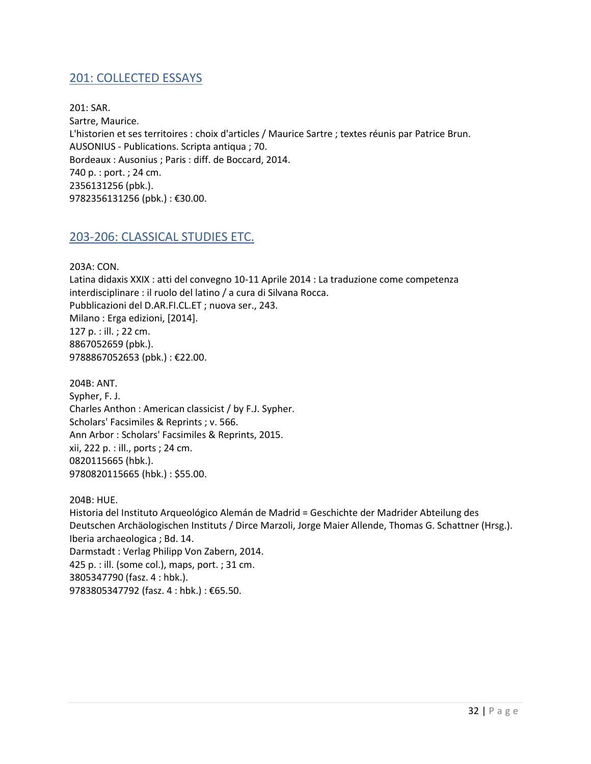## 201: COLLECTED ESSAYS

201: SAR.
Sartre, Maurice.
L'historien et ses territoires : choix d'articles / Maurice Sartre ; textes réunis par Patrice Brun.
AUSONIUS - Publications. Scripta antiqua ; 70.
Bordeaux : Ausonius ; Paris : diff. de Boccard, 2014.
740 p. : port. ; 24 cm.
2356131256 (pbk.).
9782356131256 (pbk.) : €30.00.

## 203-206: CLASSICAL STUDIES ETC.

203A: CON.
Latina didaxis XXIX : atti del convegno 10-11 Aprile 2014 : La traduzione come competenza interdisciplinare : il ruolo del latino / a cura di Silvana Rocca.
Pubblicazioni del D.AR.FI.CL.ET ; nuova ser., 243.
Milano : Erga edizioni, [2014].
127 p. : ill. ; 22 cm.
8867052659 (pbk.).
9788867052653 (pbk.) : €22.00.

204B: ANT.
Sypher, F. J.
Charles Anthon : American classicist / by F.J. Sypher.
Scholars' Facsimiles & Reprints ; v. 566.
Ann Arbor : Scholars' Facsimiles & Reprints, 2015.
xii, 222 p. : ill., ports ; 24 cm.
0820115665 (hbk.).
9780820115665 (hbk.) : $55.00.

204B: HUE.
Historia del Instituto Arqueológico Alemán de Madrid = Geschichte der Madrider Abteilung des Deutschen Archäologischen Instituts / Dirce Marzoli, Jorge Maier Allende, Thomas G. Schattner (Hrsg.).
Iberia archaeologica ; Bd. 14.
Darmstadt : Verlag Philipp Von Zabern, 2014.
425 p. : ill. (some col.), maps, port. ; 31 cm.
3805347790 (fasz. 4 : hbk.).
9783805347792 (fasz. 4 : hbk.) : €65.50.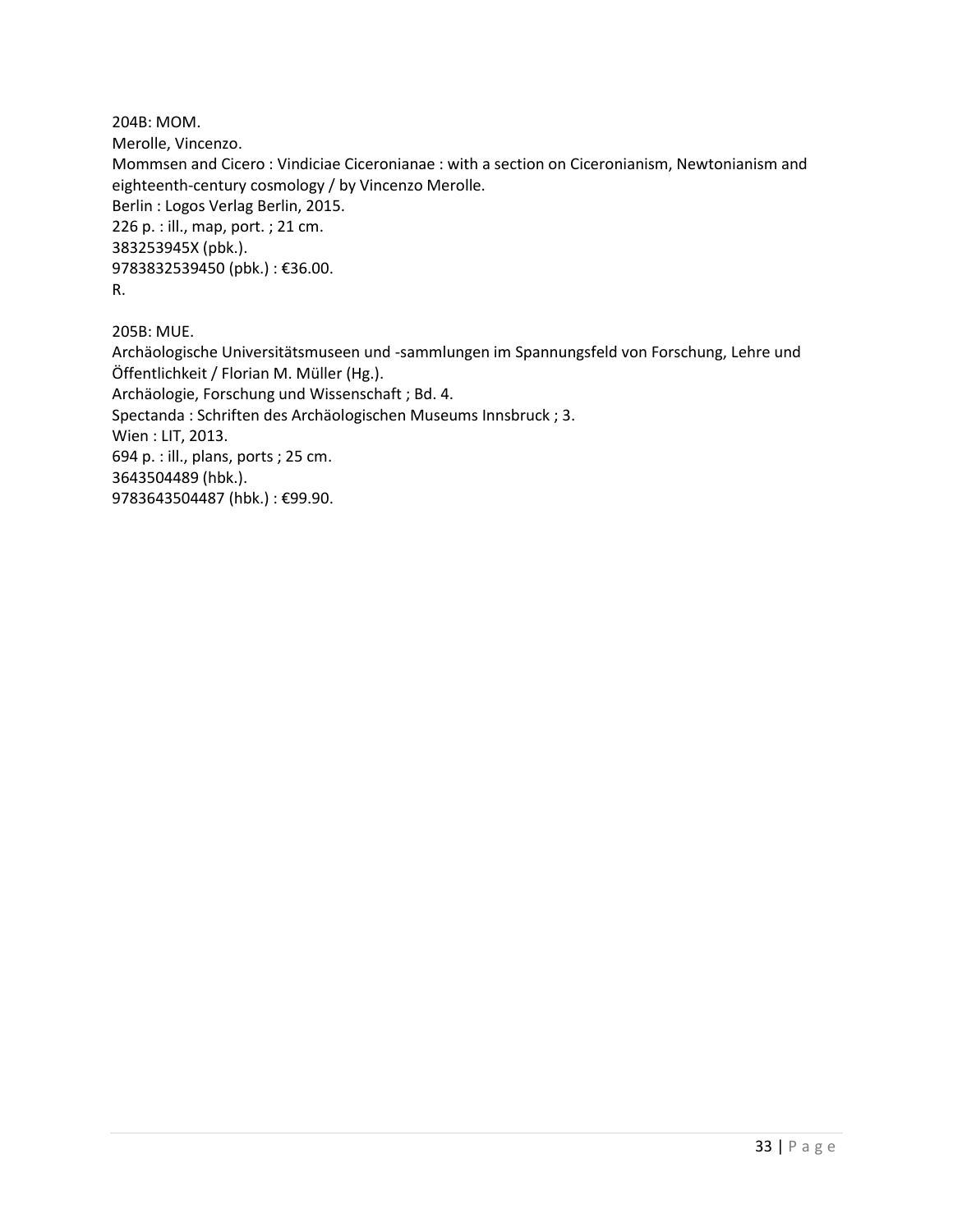204B: MOM.
Merolle, Vincenzo.
Mommsen and Cicero : Vindiciae Ciceronianae : with a section on Ciceronianism, Newtonianism and eighteenth-century cosmology / by Vincenzo Merolle.
Berlin : Logos Verlag Berlin, 2015.
226 p. : ill., map, port. ; 21 cm.
383253945X (pbk.).
9783832539450 (pbk.) : €36.00.
R.

205B: MUE.
Archäologische Universitätsmuseen und -sammlungen im Spannungsfeld von Forschung, Lehre und Öffentlichkeit / Florian M. Müller (Hg.).
Archäologie, Forschung und Wissenschaft ; Bd. 4.
Spectanda : Schriften des Archäologischen Museums Innsbruck ; 3.
Wien : LIT, 2013.
694 p. : ill., plans, ports ; 25 cm.
3643504489 (hbk.).
9783643504487 (hbk.) : €99.90.